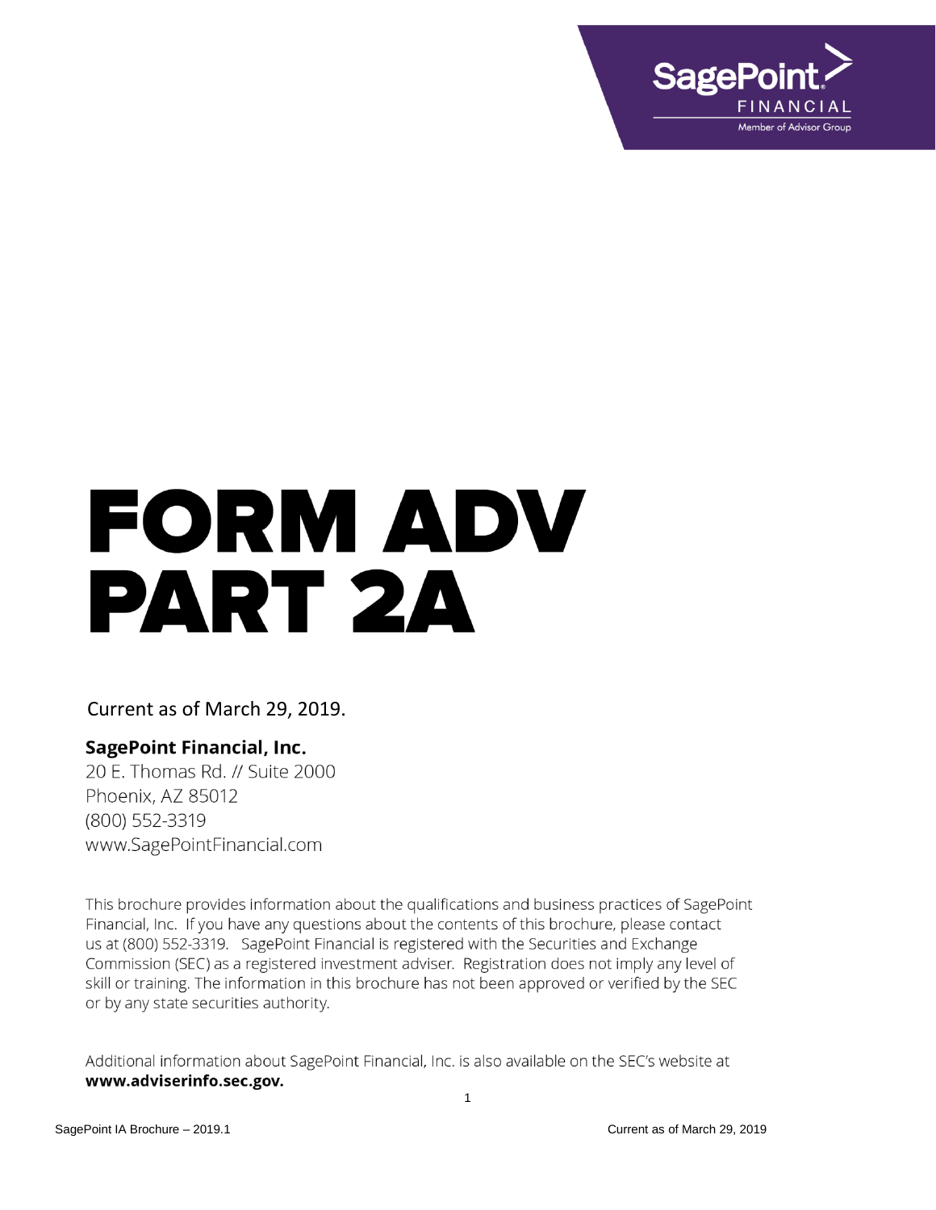SagePoint FINANCIAL
Member of Advisor Group

# FORM ADV PART 2A

Current as of March 29, 2019.

**SagePoint Financial, Inc.**
20 E. Thomas Rd. // Suite 2000
Phoenix, AZ 85012
(800) 552-3319
www.SagePointFinancial.com

This brochure provides information about the qualifications and business practices of SagePoint Financial, Inc. If you have any questions about the contents of this brochure, please contact us at (800) 552-3319. SagePoint Financial is registered with the Securities and Exchange Commission (SEC) as a registered investment adviser. Registration does not imply any level of skill or training. The information in this brochure has not been approved or verified by the SEC or by any state securities authority.

Additional information about SagePoint Financial, Inc. is also available on the SEC's website at **www.adviserinfo.sec.gov.**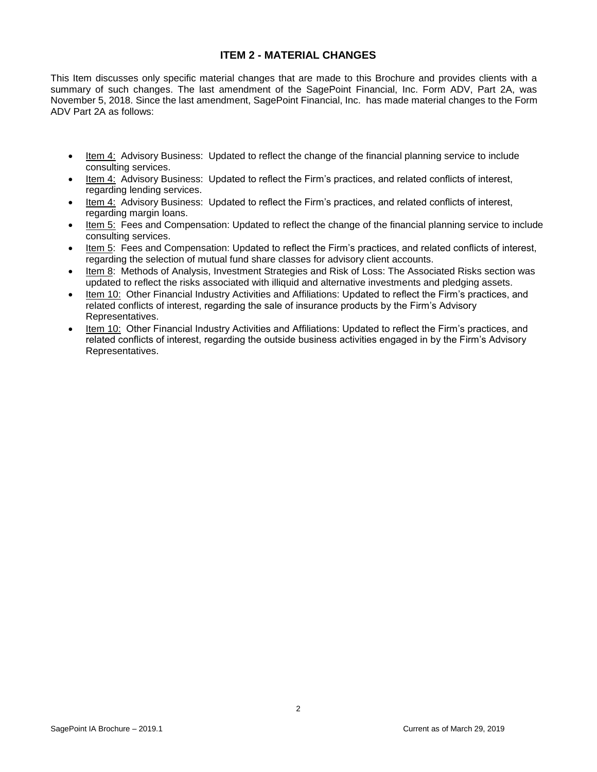## ITEM 2 - MATERIAL CHANGES

This Item discusses only specific material changes that are made to this Brochure and provides clients with a summary of such changes. The last amendment of the SagePoint Financial, Inc. Form ADV, Part 2A, was November 5, 2018. Since the last amendment, SagePoint Financial, Inc. has made material changes to the Form ADV Part 2A as follows:

- Item 4: Advisory Business: Updated to reflect the change of the financial planning service to include consulting services.
- Item 4: Advisory Business: Updated to reflect the Firm's practices, and related conflicts of interest, regarding lending services.
- Item 4: Advisory Business: Updated to reflect the Firm's practices, and related conflicts of interest, regarding margin loans.
- Item 5: Fees and Compensation: Updated to reflect the change of the financial planning service to include consulting services.
- Item 5: Fees and Compensation: Updated to reflect the Firm's practices, and related conflicts of interest, regarding the selection of mutual fund share classes for advisory client accounts.
- Item 8: Methods of Analysis, Investment Strategies and Risk of Loss: The Associated Risks section was updated to reflect the risks associated with illiquid and alternative investments and pledging assets.
- Item 10: Other Financial Industry Activities and Affiliations: Updated to reflect the Firm's practices, and related conflicts of interest, regarding the sale of insurance products by the Firm's Advisory Representatives.
- Item 10: Other Financial Industry Activities and Affiliations: Updated to reflect the Firm's practices, and related conflicts of interest, regarding the outside business activities engaged in by the Firm's Advisory Representatives.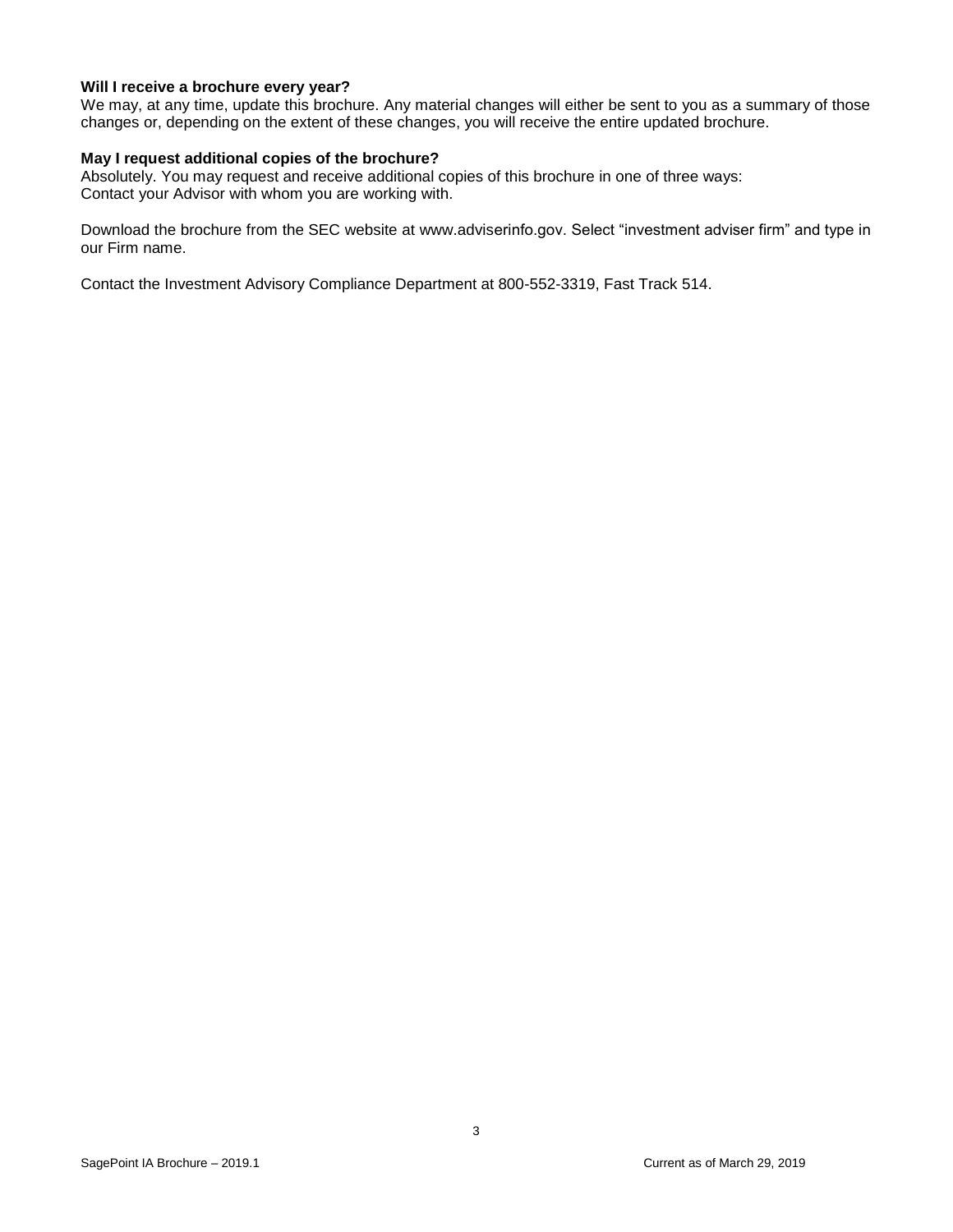**Will I receive a brochure every year?**
We may, at any time, update this brochure. Any material changes will either be sent to you as a summary of those changes or, depending on the extent of these changes, you will receive the entire updated brochure.

**May I request additional copies of the brochure?**
Absolutely. You may request and receive additional copies of this brochure in one of three ways:
Contact your Advisor with whom you are working with.

Download the brochure from the SEC website at www.adviserinfo.gov. Select "investment adviser firm" and type in our Firm name.

Contact the Investment Advisory Compliance Department at 800-552-3319, Fast Track 514.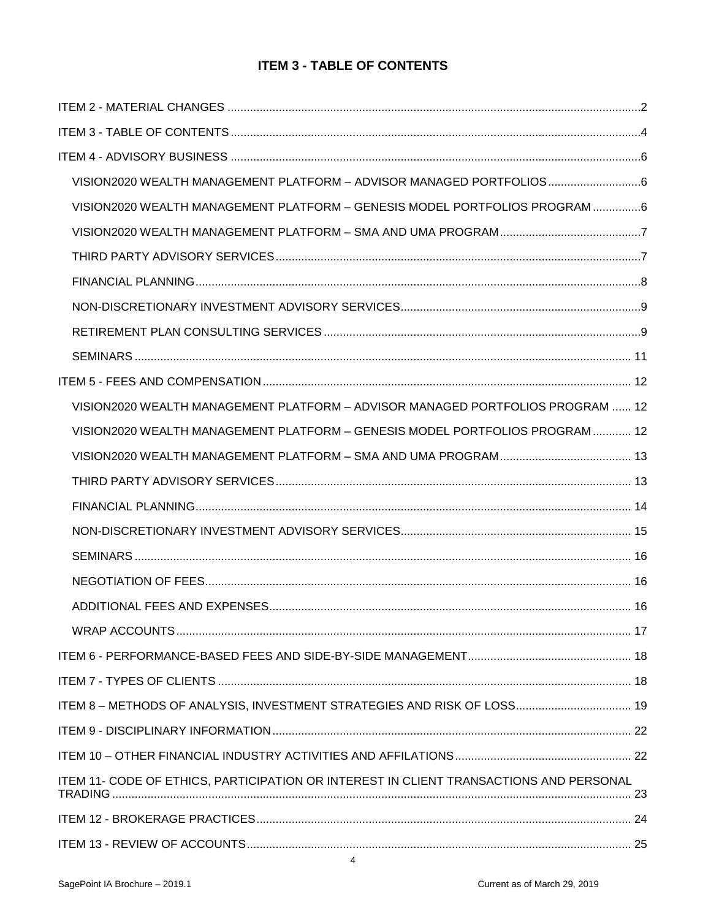## ITEM 3 - TABLE OF CONTENTS

ITEM 2 - MATERIAL CHANGES .......... 2

ITEM 3 - TABLE OF CONTENTS .......... 4

ITEM 4 - ADVISORY BUSINESS .......... 6

- VISION2020 WEALTH MANAGEMENT PLATFORM – ADVISOR MANAGED PORTFOLIOS .......... 6
- VISION2020 WEALTH MANAGEMENT PLATFORM – GENESIS MODEL PORTFOLIOS PROGRAM .......... 6
- VISION2020 WEALTH MANAGEMENT PLATFORM – SMA AND UMA PROGRAM .......... 7
- THIRD PARTY ADVISORY SERVICES .......... 7
- FINANCIAL PLANNING .......... 8
- NON-DISCRETIONARY INVESTMENT ADVISORY SERVICES .......... 9
- RETIREMENT PLAN CONSULTING SERVICES .......... 9
- SEMINARS .......... 11

ITEM 5 - FEES AND COMPENSATION .......... 12

- VISION2020 WEALTH MANAGEMENT PLATFORM – ADVISOR MANAGED PORTFOLIOS PROGRAM .......... 12
- VISION2020 WEALTH MANAGEMENT PLATFORM – GENESIS MODEL PORTFOLIOS PROGRAM .......... 12
- VISION2020 WEALTH MANAGEMENT PLATFORM – SMA AND UMA PROGRAM .......... 13
- THIRD PARTY ADVISORY SERVICES .......... 13
- FINANCIAL PLANNING .......... 14
- NON-DISCRETIONARY INVESTMENT ADVISORY SERVICES .......... 15
- SEMINARS .......... 16
- NEGOTIATION OF FEES .......... 16
- ADDITIONAL FEES AND EXPENSES .......... 16
- WRAP ACCOUNTS .......... 17

ITEM 6 - PERFORMANCE-BASED FEES AND SIDE-BY-SIDE MANAGEMENT .......... 18

ITEM 7 - TYPES OF CLIENTS .......... 18

ITEM 8 – METHODS OF ANALYSIS, INVESTMENT STRATEGIES AND RISK OF LOSS .......... 19

ITEM 9 - DISCIPLINARY INFORMATION .......... 22

ITEM 10 – OTHER FINANCIAL INDUSTRY ACTIVITIES AND AFFILATIONS .......... 22

ITEM 11- CODE OF ETHICS, PARTICIPATION OR INTEREST IN CLIENT TRANSACTIONS AND PERSONAL TRADING .......... 23

ITEM 12 - BROKERAGE PRACTICES .......... 24

ITEM 13 - REVIEW OF ACCOUNTS .......... 25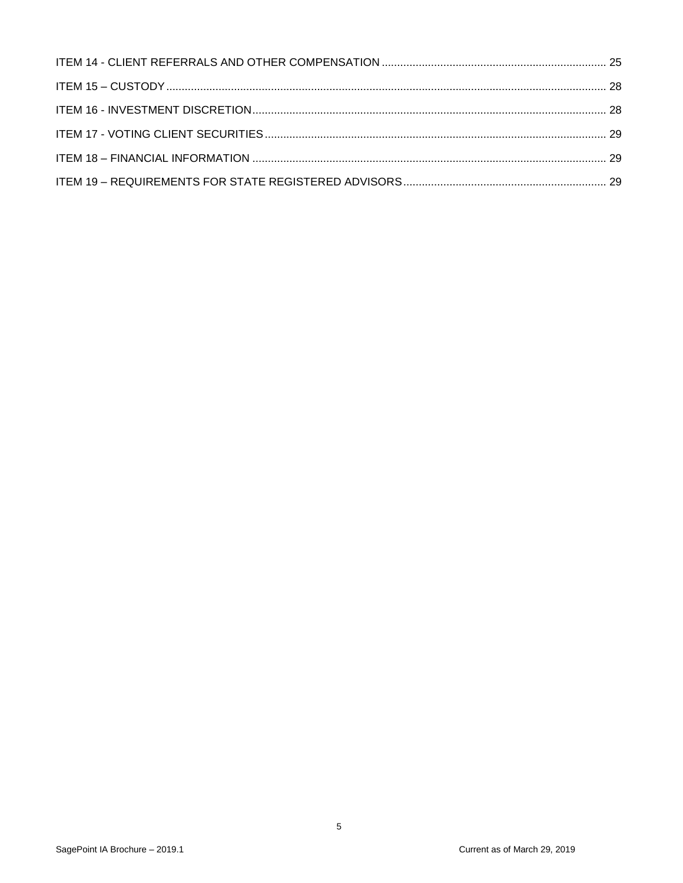ITEM 14 - CLIENT REFERRALS AND OTHER COMPENSATION ........................................................................ 25

ITEM 15 – CUSTODY ............................................................................................................................. 28

ITEM 16 - INVESTMENT DISCRETION.................................................................................................. 28

ITEM 17 - VOTING CLIENT SECURITIES .............................................................................................. 29

ITEM 18 – FINANCIAL INFORMATION .................................................................................................. 29

ITEM 19 – REQUIREMENTS FOR STATE REGISTERED ADVISORS ................................................................. 29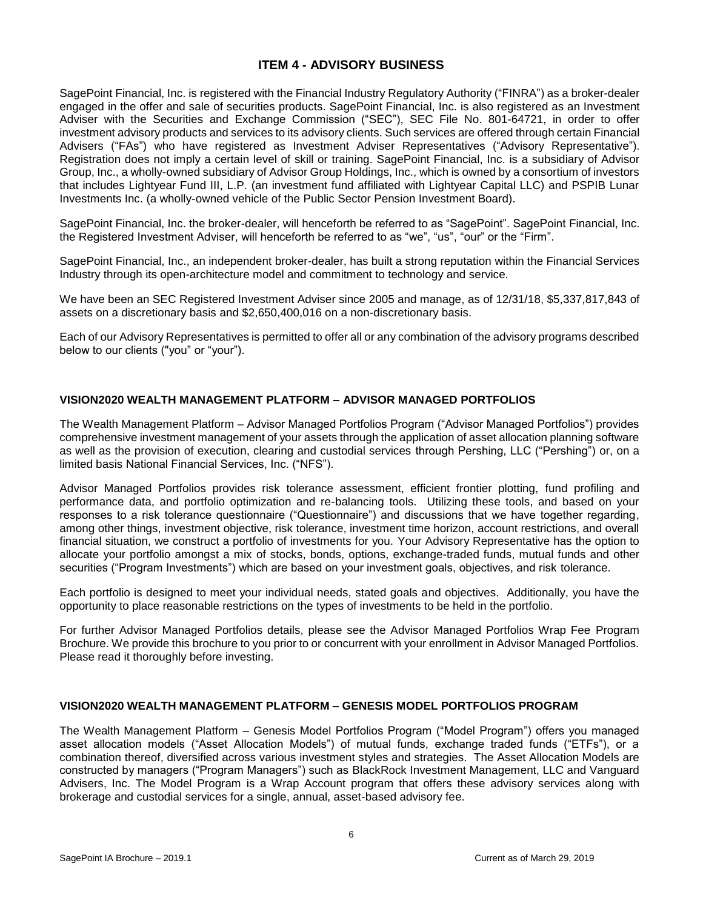## ITEM 4 - ADVISORY BUSINESS

SagePoint Financial, Inc. is registered with the Financial Industry Regulatory Authority ("FINRA") as a broker-dealer engaged in the offer and sale of securities products. SagePoint Financial, Inc. is also registered as an Investment Adviser with the Securities and Exchange Commission ("SEC"), SEC File No. 801-64721, in order to offer investment advisory products and services to its advisory clients. Such services are offered through certain Financial Advisers ("FAs") who have registered as Investment Adviser Representatives ("Advisory Representative"). Registration does not imply a certain level of skill or training. SagePoint Financial, Inc. is a subsidiary of Advisor Group, Inc., a wholly-owned subsidiary of Advisor Group Holdings, Inc., which is owned by a consortium of investors that includes Lightyear Fund III, L.P. (an investment fund affiliated with Lightyear Capital LLC) and PSPIB Lunar Investments Inc. (a wholly-owned vehicle of the Public Sector Pension Investment Board).

SagePoint Financial, Inc. the broker-dealer, will henceforth be referred to as "SagePoint". SagePoint Financial, Inc. the Registered Investment Adviser, will henceforth be referred to as "we", "us", "our" or the "Firm".

SagePoint Financial, Inc., an independent broker-dealer, has built a strong reputation within the Financial Services Industry through its open-architecture model and commitment to technology and service.

We have been an SEC Registered Investment Adviser since 2005 and manage, as of 12/31/18, $5,337,817,843 of assets on a discretionary basis and $2,650,400,016 on a non-discretionary basis.

Each of our Advisory Representatives is permitted to offer all or any combination of the advisory programs described below to our clients ("you" or "your").

### VISION2020 WEALTH MANAGEMENT PLATFORM – ADVISOR MANAGED PORTFOLIOS

The Wealth Management Platform – Advisor Managed Portfolios Program ("Advisor Managed Portfolios") provides comprehensive investment management of your assets through the application of asset allocation planning software as well as the provision of execution, clearing and custodial services through Pershing, LLC ("Pershing") or, on a limited basis National Financial Services, Inc. ("NFS").

Advisor Managed Portfolios provides risk tolerance assessment, efficient frontier plotting, fund profiling and performance data, and portfolio optimization and re-balancing tools. Utilizing these tools, and based on your responses to a risk tolerance questionnaire ("Questionnaire") and discussions that we have together regarding, among other things, investment objective, risk tolerance, investment time horizon, account restrictions, and overall financial situation, we construct a portfolio of investments for you. Your Advisory Representative has the option to allocate your portfolio amongst a mix of stocks, bonds, options, exchange-traded funds, mutual funds and other securities ("Program Investments") which are based on your investment goals, objectives, and risk tolerance.

Each portfolio is designed to meet your individual needs, stated goals and objectives. Additionally, you have the opportunity to place reasonable restrictions on the types of investments to be held in the portfolio.

For further Advisor Managed Portfolios details, please see the Advisor Managed Portfolios Wrap Fee Program Brochure. We provide this brochure to you prior to or concurrent with your enrollment in Advisor Managed Portfolios. Please read it thoroughly before investing.

### VISION2020 WEALTH MANAGEMENT PLATFORM – GENESIS MODEL PORTFOLIOS PROGRAM

The Wealth Management Platform – Genesis Model Portfolios Program ("Model Program") offers you managed asset allocation models ("Asset Allocation Models") of mutual funds, exchange traded funds ("ETFs"), or a combination thereof, diversified across various investment styles and strategies. The Asset Allocation Models are constructed by managers ("Program Managers") such as BlackRock Investment Management, LLC and Vanguard Advisers, Inc. The Model Program is a Wrap Account program that offers these advisory services along with brokerage and custodial services for a single, annual, asset-based advisory fee.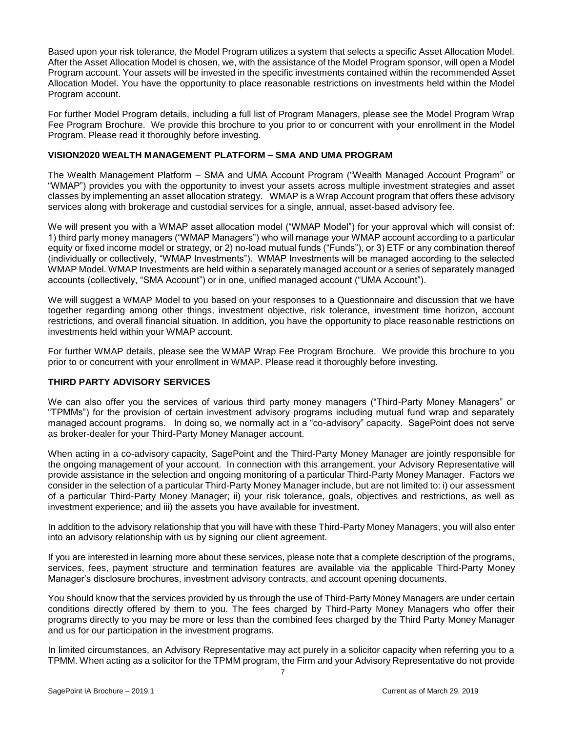Based upon your risk tolerance, the Model Program utilizes a system that selects a specific Asset Allocation Model. After the Asset Allocation Model is chosen, we, with the assistance of the Model Program sponsor, will open a Model Program account. Your assets will be invested in the specific investments contained within the recommended Asset Allocation Model. You have the opportunity to place reasonable restrictions on investments held within the Model Program account.

For further Model Program details, including a full list of Program Managers, please see the Model Program Wrap Fee Program Brochure. We provide this brochure to you prior to or concurrent with your enrollment in the Model Program. Please read it thoroughly before investing.

### VISION2020 WEALTH MANAGEMENT PLATFORM – SMA AND UMA PROGRAM

The Wealth Management Platform – SMA and UMA Account Program ("Wealth Managed Account Program" or "WMAP") provides you with the opportunity to invest your assets across multiple investment strategies and asset classes by implementing an asset allocation strategy. WMAP is a Wrap Account program that offers these advisory services along with brokerage and custodial services for a single, annual, asset-based advisory fee.

We will present you with a WMAP asset allocation model ("WMAP Model") for your approval which will consist of: 1) third party money managers ("WMAP Managers") who will manage your WMAP account according to a particular equity or fixed income model or strategy, or 2) no-load mutual funds ("Funds"), or 3) ETF or any combination thereof (individually or collectively, "WMAP Investments"). WMAP Investments will be managed according to the selected WMAP Model. WMAP Investments are held within a separately managed account or a series of separately managed accounts (collectively, "SMA Account") or in one, unified managed account ("UMA Account").

We will suggest a WMAP Model to you based on your responses to a Questionnaire and discussion that we have together regarding among other things, investment objective, risk tolerance, investment time horizon, account restrictions, and overall financial situation. In addition, you have the opportunity to place reasonable restrictions on investments held within your WMAP account.

For further WMAP details, please see the WMAP Wrap Fee Program Brochure. We provide this brochure to you prior to or concurrent with your enrollment in WMAP. Please read it thoroughly before investing.

### THIRD PARTY ADVISORY SERVICES

We can also offer you the services of various third party money managers ("Third-Party Money Managers" or "TPMMs") for the provision of certain investment advisory programs including mutual fund wrap and separately managed account programs. In doing so, we normally act in a "co-advisory" capacity. SagePoint does not serve as broker-dealer for your Third-Party Money Manager account.

When acting in a co-advisory capacity, SagePoint and the Third-Party Money Manager are jointly responsible for the ongoing management of your account. In connection with this arrangement, your Advisory Representative will provide assistance in the selection and ongoing monitoring of a particular Third-Party Money Manager. Factors we consider in the selection of a particular Third-Party Money Manager include, but are not limited to: i) our assessment of a particular Third-Party Money Manager; ii) your risk tolerance, goals, objectives and restrictions, as well as investment experience; and iii) the assets you have available for investment.

In addition to the advisory relationship that you will have with these Third-Party Money Managers, you will also enter into an advisory relationship with us by signing our client agreement.

If you are interested in learning more about these services, please note that a complete description of the programs, services, fees, payment structure and termination features are available via the applicable Third-Party Money Manager's disclosure brochures, investment advisory contracts, and account opening documents.

You should know that the services provided by us through the use of Third-Party Money Managers are under certain conditions directly offered by them to you. The fees charged by Third-Party Money Managers who offer their programs directly to you may be more or less than the combined fees charged by the Third Party Money Manager and us for our participation in the investment programs.

In limited circumstances, an Advisory Representative may act purely in a solicitor capacity when referring you to a TPMM. When acting as a solicitor for the TPMM program, the Firm and your Advisory Representative do not provide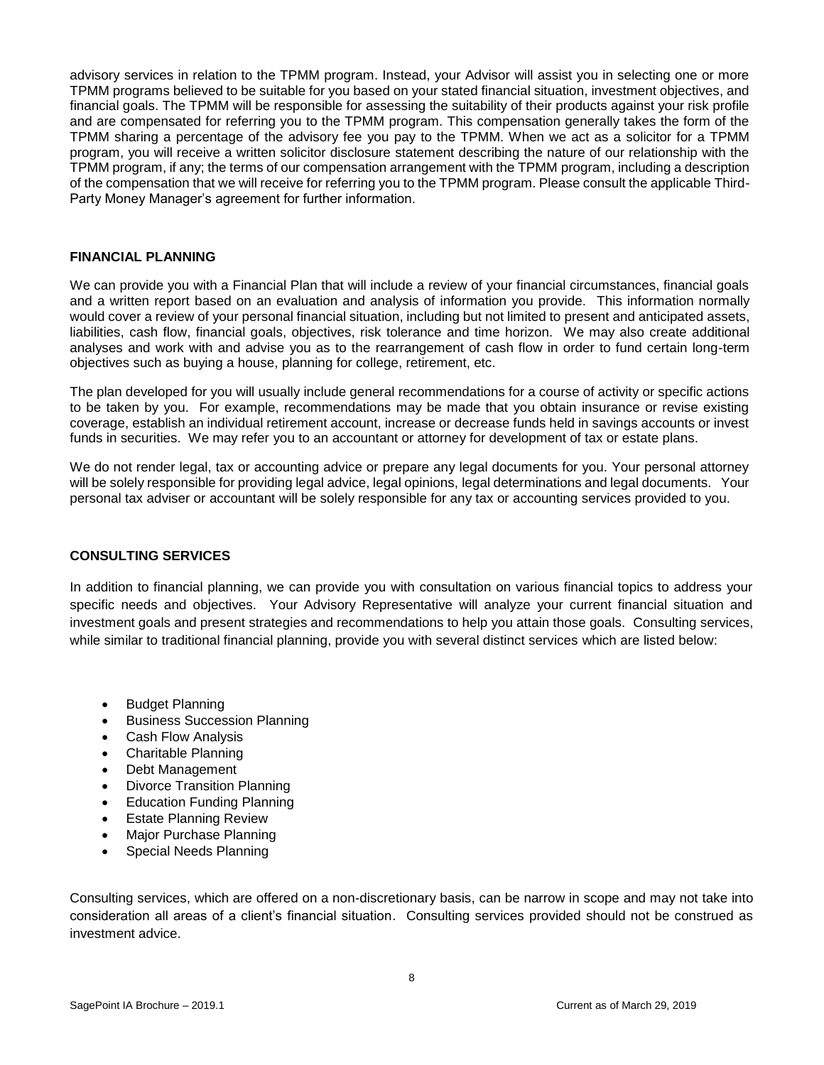advisory services in relation to the TPMM program. Instead, your Advisor will assist you in selecting one or more TPMM programs believed to be suitable for you based on your stated financial situation, investment objectives, and financial goals. The TPMM will be responsible for assessing the suitability of their products against your risk profile and are compensated for referring you to the TPMM program. This compensation generally takes the form of the TPMM sharing a percentage of the advisory fee you pay to the TPMM. When we act as a solicitor for a TPMM program, you will receive a written solicitor disclosure statement describing the nature of our relationship with the TPMM program, if any; the terms of our compensation arrangement with the TPMM program, including a description of the compensation that we will receive for referring you to the TPMM program. Please consult the applicable Third-Party Money Manager's agreement for further information.

## FINANCIAL PLANNING

We can provide you with a Financial Plan that will include a review of your financial circumstances, financial goals and a written report based on an evaluation and analysis of information you provide. This information normally would cover a review of your personal financial situation, including but not limited to present and anticipated assets, liabilities, cash flow, financial goals, objectives, risk tolerance and time horizon. We may also create additional analyses and work with and advise you as to the rearrangement of cash flow in order to fund certain long-term objectives such as buying a house, planning for college, retirement, etc.

The plan developed for you will usually include general recommendations for a course of activity or specific actions to be taken by you. For example, recommendations may be made that you obtain insurance or revise existing coverage, establish an individual retirement account, increase or decrease funds held in savings accounts or invest funds in securities. We may refer you to an accountant or attorney for development of tax or estate plans.

We do not render legal, tax or accounting advice or prepare any legal documents for you. Your personal attorney will be solely responsible for providing legal advice, legal opinions, legal determinations and legal documents. Your personal tax adviser or accountant will be solely responsible for any tax or accounting services provided to you.

## CONSULTING SERVICES

In addition to financial planning, we can provide you with consultation on various financial topics to address your specific needs and objectives. Your Advisory Representative will analyze your current financial situation and investment goals and present strategies and recommendations to help you attain those goals. Consulting services, while similar to traditional financial planning, provide you with several distinct services which are listed below:

- Budget Planning
- Business Succession Planning
- Cash Flow Analysis
- Charitable Planning
- Debt Management
- Divorce Transition Planning
- Education Funding Planning
- Estate Planning Review
- Major Purchase Planning
- Special Needs Planning

Consulting services, which are offered on a non-discretionary basis, can be narrow in scope and may not take into consideration all areas of a client's financial situation. Consulting services provided should not be construed as investment advice.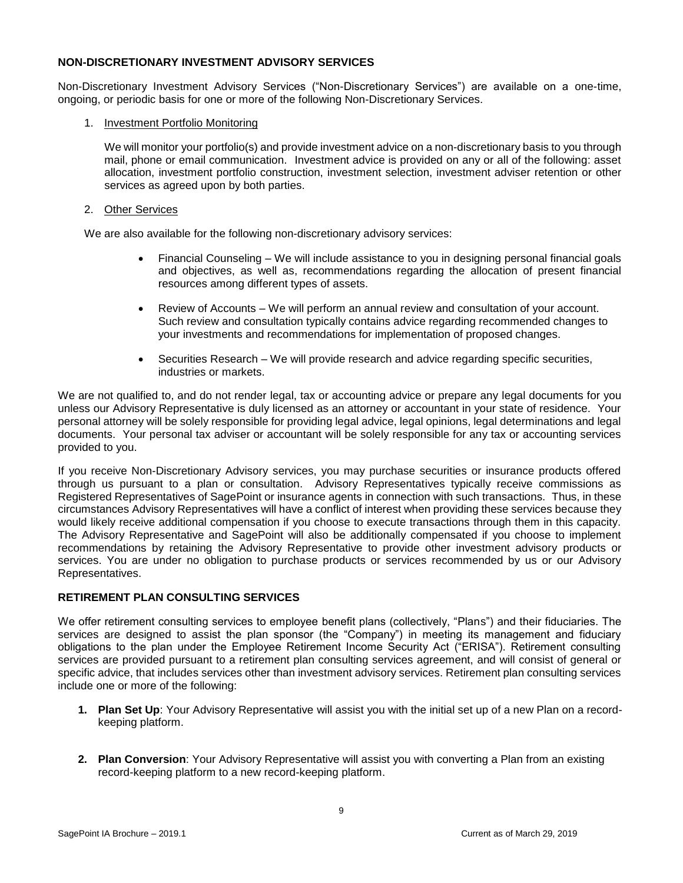## NON-DISCRETIONARY INVESTMENT ADVISORY SERVICES

Non-Discretionary Investment Advisory Services ("Non-Discretionary Services") are available on a one-time, ongoing, or periodic basis for one or more of the following Non-Discretionary Services.

1. Investment Portfolio Monitoring

   We will monitor your portfolio(s) and provide investment advice on a non-discretionary basis to you through mail, phone or email communication. Investment advice is provided on any or all of the following: asset allocation, investment portfolio construction, investment selection, investment adviser retention or other services as agreed upon by both parties.

2. Other Services

We are also available for the following non-discretionary advisory services:

- Financial Counseling – We will include assistance to you in designing personal financial goals and objectives, as well as, recommendations regarding the allocation of present financial resources among different types of assets.
- Review of Accounts – We will perform an annual review and consultation of your account. Such review and consultation typically contains advice regarding recommended changes to your investments and recommendations for implementation of proposed changes.
- Securities Research – We will provide research and advice regarding specific securities, industries or markets.

We are not qualified to, and do not render legal, tax or accounting advice or prepare any legal documents for you unless our Advisory Representative is duly licensed as an attorney or accountant in your state of residence. Your personal attorney will be solely responsible for providing legal advice, legal opinions, legal determinations and legal documents. Your personal tax adviser or accountant will be solely responsible for any tax or accounting services provided to you.

If you receive Non-Discretionary Advisory services, you may purchase securities or insurance products offered through us pursuant to a plan or consultation. Advisory Representatives typically receive commissions as Registered Representatives of SagePoint or insurance agents in connection with such transactions. Thus, in these circumstances Advisory Representatives will have a conflict of interest when providing these services because they would likely receive additional compensation if you choose to execute transactions through them in this capacity. The Advisory Representative and SagePoint will also be additionally compensated if you choose to implement recommendations by retaining the Advisory Representative to provide other investment advisory products or services. You are under no obligation to purchase products or services recommended by us or our Advisory Representatives.

## RETIREMENT PLAN CONSULTING SERVICES

We offer retirement consulting services to employee benefit plans (collectively, "Plans") and their fiduciaries. The services are designed to assist the plan sponsor (the "Company") in meeting its management and fiduciary obligations to the plan under the Employee Retirement Income Security Act ("ERISA"). Retirement consulting services are provided pursuant to a retirement plan consulting services agreement, and will consist of general or specific advice, that includes services other than investment advisory services. Retirement plan consulting services include one or more of the following:

1. **Plan Set Up**: Your Advisory Representative will assist you with the initial set up of a new Plan on a record-keeping platform.

2. **Plan Conversion**: Your Advisory Representative will assist you with converting a Plan from an existing record-keeping platform to a new record-keeping platform.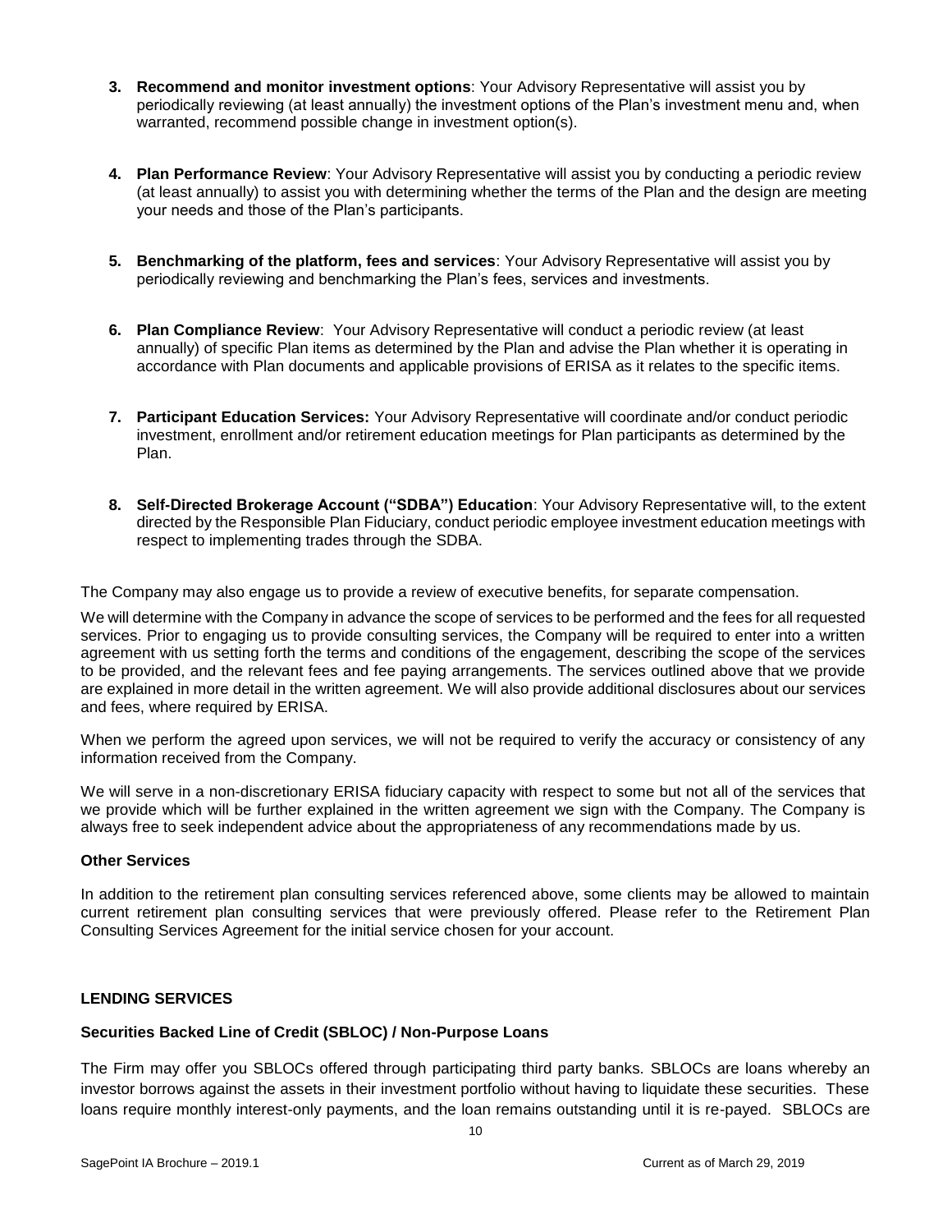3. **Recommend and monitor investment options**: Your Advisory Representative will assist you by periodically reviewing (at least annually) the investment options of the Plan's investment menu and, when warranted, recommend possible change in investment option(s).

4. **Plan Performance Review**: Your Advisory Representative will assist you by conducting a periodic review (at least annually) to assist you with determining whether the terms of the Plan and the design are meeting your needs and those of the Plan's participants.

5. **Benchmarking of the platform, fees and services**: Your Advisory Representative will assist you by periodically reviewing and benchmarking the Plan's fees, services and investments.

6. **Plan Compliance Review**: Your Advisory Representative will conduct a periodic review (at least annually) of specific Plan items as determined by the Plan and advise the Plan whether it is operating in accordance with Plan documents and applicable provisions of ERISA as it relates to the specific items.

7. **Participant Education Services:** Your Advisory Representative will coordinate and/or conduct periodic investment, enrollment and/or retirement education meetings for Plan participants as determined by the Plan.

8. **Self-Directed Brokerage Account ("SDBA") Education**: Your Advisory Representative will, to the extent directed by the Responsible Plan Fiduciary, conduct periodic employee investment education meetings with respect to implementing trades through the SDBA.

The Company may also engage us to provide a review of executive benefits, for separate compensation.

We will determine with the Company in advance the scope of services to be performed and the fees for all requested services. Prior to engaging us to provide consulting services, the Company will be required to enter into a written agreement with us setting forth the terms and conditions of the engagement, describing the scope of the services to be provided, and the relevant fees and fee paying arrangements. The services outlined above that we provide are explained in more detail in the written agreement. We will also provide additional disclosures about our services and fees, where required by ERISA.

When we perform the agreed upon services, we will not be required to verify the accuracy or consistency of any information received from the Company.

We will serve in a non-discretionary ERISA fiduciary capacity with respect to some but not all of the services that we provide which will be further explained in the written agreement we sign with the Company. The Company is always free to seek independent advice about the appropriateness of any recommendations made by us.

**Other Services**

In addition to the retirement plan consulting services referenced above, some clients may be allowed to maintain current retirement plan consulting services that were previously offered. Please refer to the Retirement Plan Consulting Services Agreement for the initial service chosen for your account.

**LENDING SERVICES**

**Securities Backed Line of Credit (SBLOC) / Non-Purpose Loans**

The Firm may offer you SBLOCs offered through participating third party banks. SBLOCs are loans whereby an investor borrows against the assets in their investment portfolio without having to liquidate these securities. These loans require monthly interest-only payments, and the loan remains outstanding until it is re-payed. SBLOCs are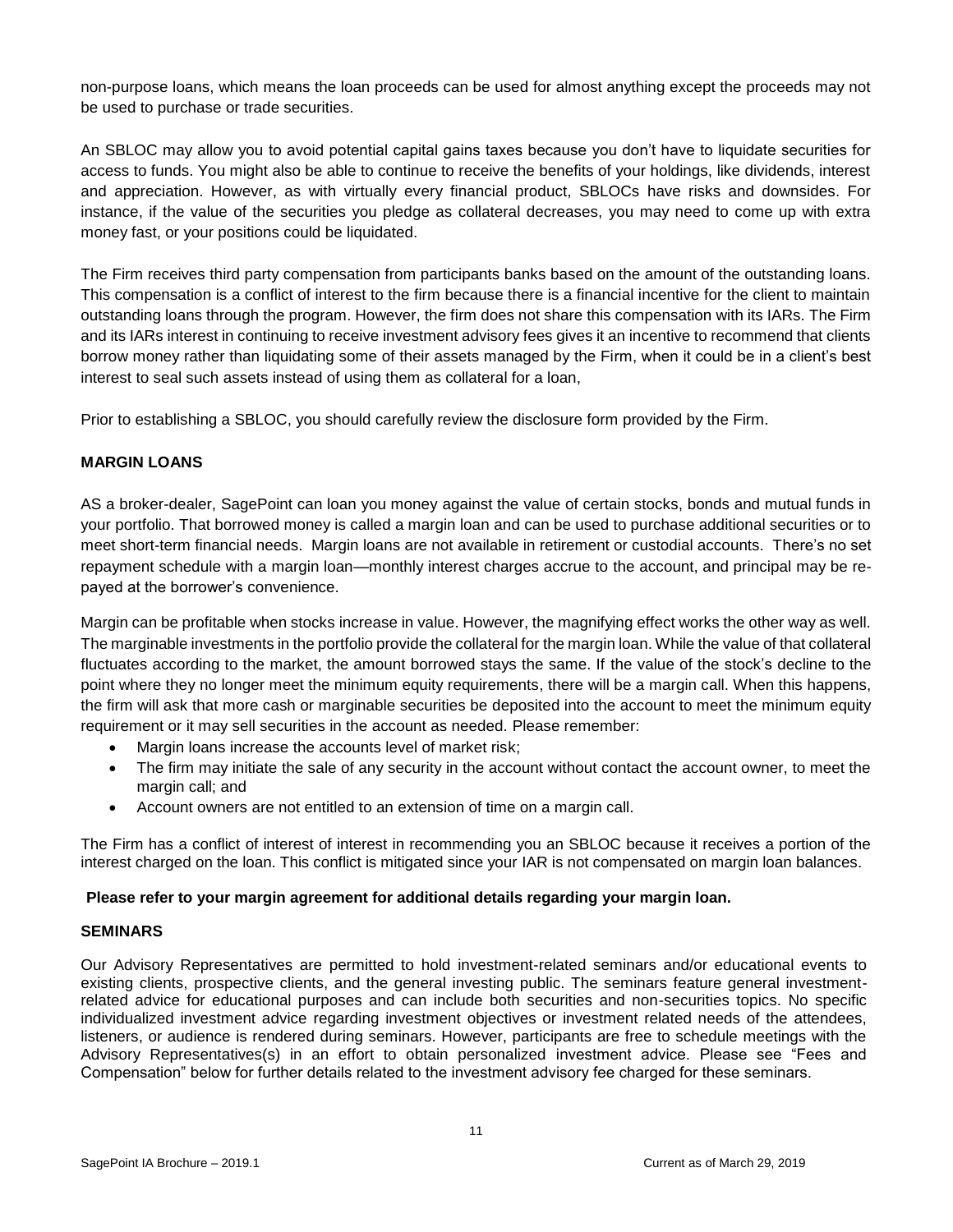non-purpose loans, which means the loan proceeds can be used for almost anything except the proceeds may not be used to purchase or trade securities.

An SBLOC may allow you to avoid potential capital gains taxes because you don't have to liquidate securities for access to funds. You might also be able to continue to receive the benefits of your holdings, like dividends, interest and appreciation. However, as with virtually every financial product, SBLOCs have risks and downsides. For instance, if the value of the securities you pledge as collateral decreases, you may need to come up with extra money fast, or your positions could be liquidated.

The Firm receives third party compensation from participants banks based on the amount of the outstanding loans. This compensation is a conflict of interest to the firm because there is a financial incentive for the client to maintain outstanding loans through the program. However, the firm does not share this compensation with its IARs. The Firm and its IARs interest in continuing to receive investment advisory fees gives it an incentive to recommend that clients borrow money rather than liquidating some of their assets managed by the Firm, when it could be in a client's best interest to seal such assets instead of using them as collateral for a loan,

Prior to establishing a SBLOC, you should carefully review the disclosure form provided by the Firm.

**MARGIN LOANS**

AS a broker-dealer, SagePoint can loan you money against the value of certain stocks, bonds and mutual funds in your portfolio. That borrowed money is called a margin loan and can be used to purchase additional securities or to meet short-term financial needs. Margin loans are not available in retirement or custodial accounts. There's no set repayment schedule with a margin loan—monthly interest charges accrue to the account, and principal may be re-payed at the borrower's convenience.

Margin can be profitable when stocks increase in value. However, the magnifying effect works the other way as well. The marginable investments in the portfolio provide the collateral for the margin loan. While the value of that collateral fluctuates according to the market, the amount borrowed stays the same. If the value of the stock's decline to the point where they no longer meet the minimum equity requirements, there will be a margin call. When this happens, the firm will ask that more cash or marginable securities be deposited into the account to meet the minimum equity requirement or it may sell securities in the account as needed. Please remember:

- Margin loans increase the accounts level of market risk;
- The firm may initiate the sale of any security in the account without contact the account owner, to meet the margin call; and
- Account owners are not entitled to an extension of time on a margin call.

The Firm has a conflict of interest of interest in recommending you an SBLOC because it receives a portion of the interest charged on the loan. This conflict is mitigated since your IAR is not compensated on margin loan balances.

**Please refer to your margin agreement for additional details regarding your margin loan.**

**SEMINARS**

Our Advisory Representatives are permitted to hold investment-related seminars and/or educational events to existing clients, prospective clients, and the general investing public. The seminars feature general investment-related advice for educational purposes and can include both securities and non-securities topics. No specific individualized investment advice regarding investment objectives or investment related needs of the attendees, listeners, or audience is rendered during seminars. However, participants are free to schedule meetings with the Advisory Representatives(s) in an effort to obtain personalized investment advice. Please see "Fees and Compensation" below for further details related to the investment advisory fee charged for these seminars.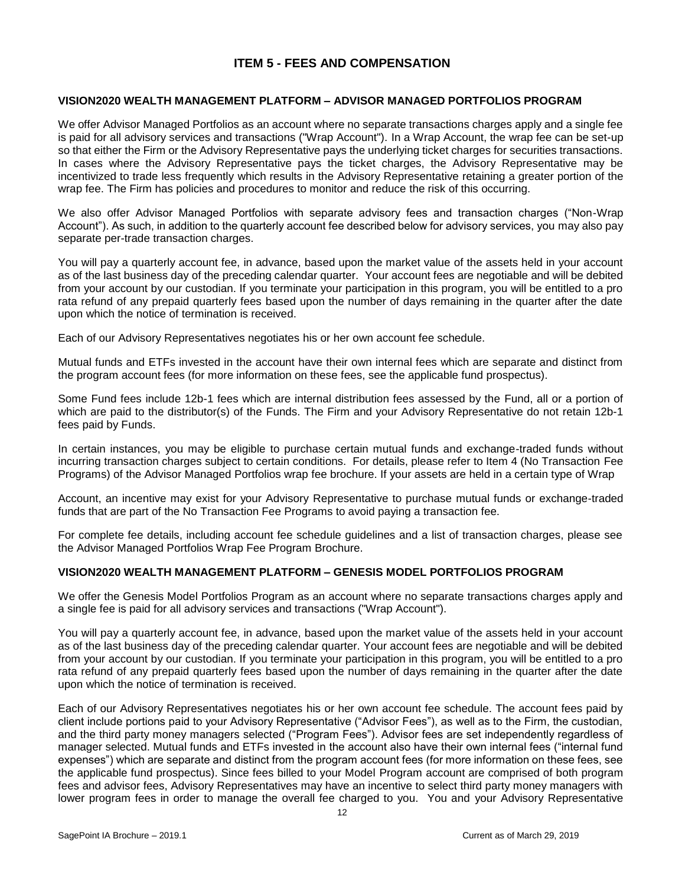## ITEM 5 - FEES AND COMPENSATION

### VISION2020 WEALTH MANAGEMENT PLATFORM – ADVISOR MANAGED PORTFOLIOS PROGRAM

We offer Advisor Managed Portfolios as an account where no separate transactions charges apply and a single fee is paid for all advisory services and transactions ("Wrap Account"). In a Wrap Account, the wrap fee can be set-up so that either the Firm or the Advisory Representative pays the underlying ticket charges for securities transactions. In cases where the Advisory Representative pays the ticket charges, the Advisory Representative may be incentivized to trade less frequently which results in the Advisory Representative retaining a greater portion of the wrap fee. The Firm has policies and procedures to monitor and reduce the risk of this occurring.

We also offer Advisor Managed Portfolios with separate advisory fees and transaction charges ("Non-Wrap Account"). As such, in addition to the quarterly account fee described below for advisory services, you may also pay separate per-trade transaction charges.

You will pay a quarterly account fee, in advance, based upon the market value of the assets held in your account as of the last business day of the preceding calendar quarter. Your account fees are negotiable and will be debited from your account by our custodian. If you terminate your participation in this program, you will be entitled to a pro rata refund of any prepaid quarterly fees based upon the number of days remaining in the quarter after the date upon which the notice of termination is received.

Each of our Advisory Representatives negotiates his or her own account fee schedule.

Mutual funds and ETFs invested in the account have their own internal fees which are separate and distinct from the program account fees (for more information on these fees, see the applicable fund prospectus).

Some Fund fees include 12b-1 fees which are internal distribution fees assessed by the Fund, all or a portion of which are paid to the distributor(s) of the Funds. The Firm and your Advisory Representative do not retain 12b-1 fees paid by Funds.

In certain instances, you may be eligible to purchase certain mutual funds and exchange-traded funds without incurring transaction charges subject to certain conditions. For details, please refer to Item 4 (No Transaction Fee Programs) of the Advisor Managed Portfolios wrap fee brochure. If your assets are held in a certain type of Wrap Account, an incentive may exist for your Advisory Representative to purchase mutual funds or exchange-traded funds that are part of the No Transaction Fee Programs to avoid paying a transaction fee.

For complete fee details, including account fee schedule guidelines and a list of transaction charges, please see the Advisor Managed Portfolios Wrap Fee Program Brochure.

### VISION2020 WEALTH MANAGEMENT PLATFORM – GENESIS MODEL PORTFOLIOS PROGRAM

We offer the Genesis Model Portfolios Program as an account where no separate transactions charges apply and a single fee is paid for all advisory services and transactions ("Wrap Account").

You will pay a quarterly account fee, in advance, based upon the market value of the assets held in your account as of the last business day of the preceding calendar quarter. Your account fees are negotiable and will be debited from your account by our custodian. If you terminate your participation in this program, you will be entitled to a pro rata refund of any prepaid quarterly fees based upon the number of days remaining in the quarter after the date upon which the notice of termination is received.

Each of our Advisory Representatives negotiates his or her own account fee schedule. The account fees paid by client include portions paid to your Advisory Representative ("Advisor Fees"), as well as to the Firm, the custodian, and the third party money managers selected ("Program Fees"). Advisor fees are set independently regardless of manager selected. Mutual funds and ETFs invested in the account also have their own internal fees ("internal fund expenses") which are separate and distinct from the program account fees (for more information on these fees, see the applicable fund prospectus). Since fees billed to your Model Program account are comprised of both program fees and advisor fees, Advisory Representatives may have an incentive to select third party money managers with lower program fees in order to manage the overall fee charged to you. You and your Advisory Representative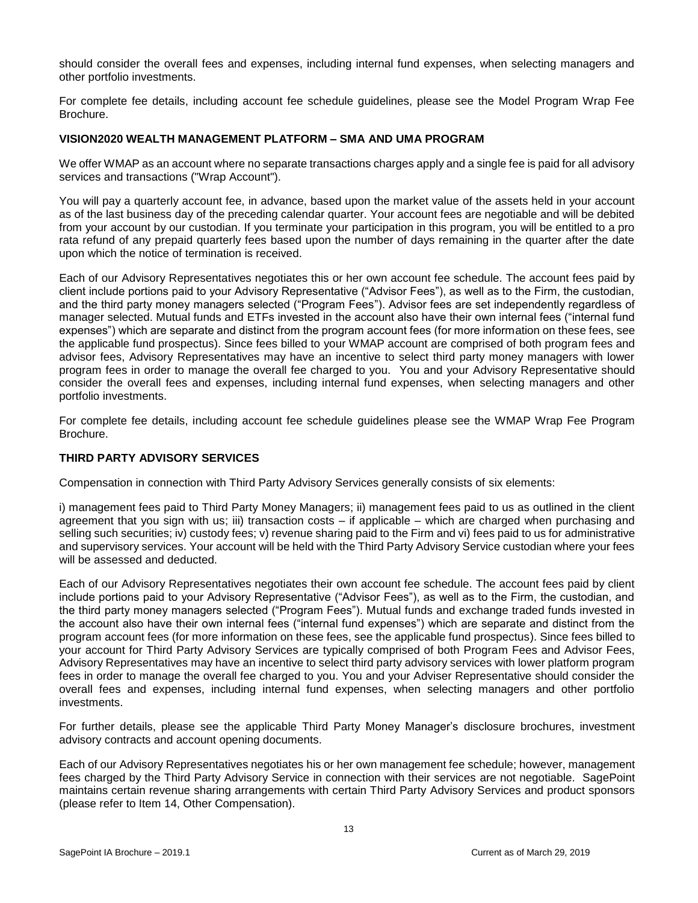should consider the overall fees and expenses, including internal fund expenses, when selecting managers and other portfolio investments.

For complete fee details, including account fee schedule guidelines, please see the Model Program Wrap Fee Brochure.

### VISION2020 WEALTH MANAGEMENT PLATFORM – SMA AND UMA PROGRAM

We offer WMAP as an account where no separate transactions charges apply and a single fee is paid for all advisory services and transactions ("Wrap Account").

You will pay a quarterly account fee, in advance, based upon the market value of the assets held in your account as of the last business day of the preceding calendar quarter. Your account fees are negotiable and will be debited from your account by our custodian. If you terminate your participation in this program, you will be entitled to a pro rata refund of any prepaid quarterly fees based upon the number of days remaining in the quarter after the date upon which the notice of termination is received.

Each of our Advisory Representatives negotiates this or her own account fee schedule. The account fees paid by client include portions paid to your Advisory Representative ("Advisor Fees"), as well as to the Firm, the custodian, and the third party money managers selected ("Program Fees"). Advisor fees are set independently regardless of manager selected. Mutual funds and ETFs invested in the account also have their own internal fees ("internal fund expenses") which are separate and distinct from the program account fees (for more information on these fees, see the applicable fund prospectus). Since fees billed to your WMAP account are comprised of both program fees and advisor fees, Advisory Representatives may have an incentive to select third party money managers with lower program fees in order to manage the overall fee charged to you. You and your Advisory Representative should consider the overall fees and expenses, including internal fund expenses, when selecting managers and other portfolio investments.

For complete fee details, including account fee schedule guidelines please see the WMAP Wrap Fee Program Brochure.

### THIRD PARTY ADVISORY SERVICES

Compensation in connection with Third Party Advisory Services generally consists of six elements:

i) management fees paid to Third Party Money Managers; ii) management fees paid to us as outlined in the client agreement that you sign with us; iii) transaction costs – if applicable – which are charged when purchasing and selling such securities; iv) custody fees; v) revenue sharing paid to the Firm and vi) fees paid to us for administrative and supervisory services. Your account will be held with the Third Party Advisory Service custodian where your fees will be assessed and deducted.

Each of our Advisory Representatives negotiates their own account fee schedule. The account fees paid by client include portions paid to your Advisory Representative ("Advisor Fees"), as well as to the Firm, the custodian, and the third party money managers selected ("Program Fees"). Mutual funds and exchange traded funds invested in the account also have their own internal fees ("internal fund expenses") which are separate and distinct from the program account fees (for more information on these fees, see the applicable fund prospectus). Since fees billed to your account for Third Party Advisory Services are typically comprised of both Program Fees and Advisor Fees, Advisory Representatives may have an incentive to select third party advisory services with lower platform program fees in order to manage the overall fee charged to you. You and your Adviser Representative should consider the overall fees and expenses, including internal fund expenses, when selecting managers and other portfolio investments.

For further details, please see the applicable Third Party Money Manager's disclosure brochures, investment advisory contracts and account opening documents.

Each of our Advisory Representatives negotiates his or her own management fee schedule; however, management fees charged by the Third Party Advisory Service in connection with their services are not negotiable. SagePoint maintains certain revenue sharing arrangements with certain Third Party Advisory Services and product sponsors (please refer to Item 14, Other Compensation).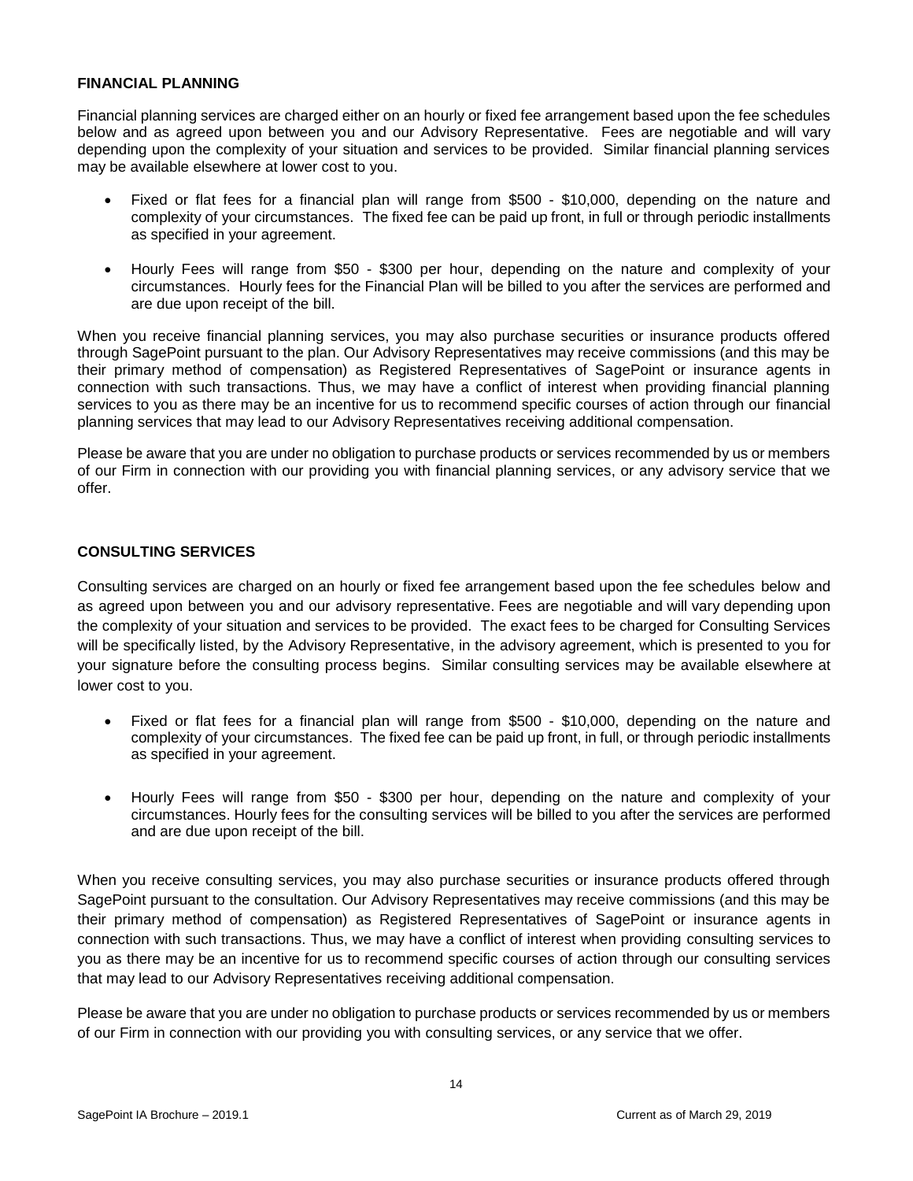**FINANCIAL PLANNING**

Financial planning services are charged either on an hourly or fixed fee arrangement based upon the fee schedules below and as agreed upon between you and our Advisory Representative. Fees are negotiable and will vary depending upon the complexity of your situation and services to be provided. Similar financial planning services may be available elsewhere at lower cost to you.

- Fixed or flat fees for a financial plan will range from $500 - $10,000, depending on the nature and complexity of your circumstances. The fixed fee can be paid up front, in full or through periodic installments as specified in your agreement.

- Hourly Fees will range from $50 - $300 per hour, depending on the nature and complexity of your circumstances. Hourly fees for the Financial Plan will be billed to you after the services are performed and are due upon receipt of the bill.

When you receive financial planning services, you may also purchase securities or insurance products offered through SagePoint pursuant to the plan. Our Advisory Representatives may receive commissions (and this may be their primary method of compensation) as Registered Representatives of SagePoint or insurance agents in connection with such transactions. Thus, we may have a conflict of interest when providing financial planning services to you as there may be an incentive for us to recommend specific courses of action through our financial planning services that may lead to our Advisory Representatives receiving additional compensation.

Please be aware that you are under no obligation to purchase products or services recommended by us or members of our Firm in connection with our providing you with financial planning services, or any advisory service that we offer.

**CONSULTING SERVICES**

Consulting services are charged on an hourly or fixed fee arrangement based upon the fee schedules below and as agreed upon between you and our advisory representative. Fees are negotiable and will vary depending upon the complexity of your situation and services to be provided. The exact fees to be charged for Consulting Services will be specifically listed, by the Advisory Representative, in the advisory agreement, which is presented to you for your signature before the consulting process begins. Similar consulting services may be available elsewhere at lower cost to you.

- Fixed or flat fees for a financial plan will range from $500 - $10,000, depending on the nature and complexity of your circumstances. The fixed fee can be paid up front, in full, or through periodic installments as specified in your agreement.

- Hourly Fees will range from $50 - $300 per hour, depending on the nature and complexity of your circumstances. Hourly fees for the consulting services will be billed to you after the services are performed and are due upon receipt of the bill.

When you receive consulting services, you may also purchase securities or insurance products offered through SagePoint pursuant to the consultation. Our Advisory Representatives may receive commissions (and this may be their primary method of compensation) as Registered Representatives of SagePoint or insurance agents in connection with such transactions. Thus, we may have a conflict of interest when providing consulting services to you as there may be an incentive for us to recommend specific courses of action through our consulting services that may lead to our Advisory Representatives receiving additional compensation.

Please be aware that you are under no obligation to purchase products or services recommended by us or members of our Firm in connection with our providing you with consulting services, or any service that we offer.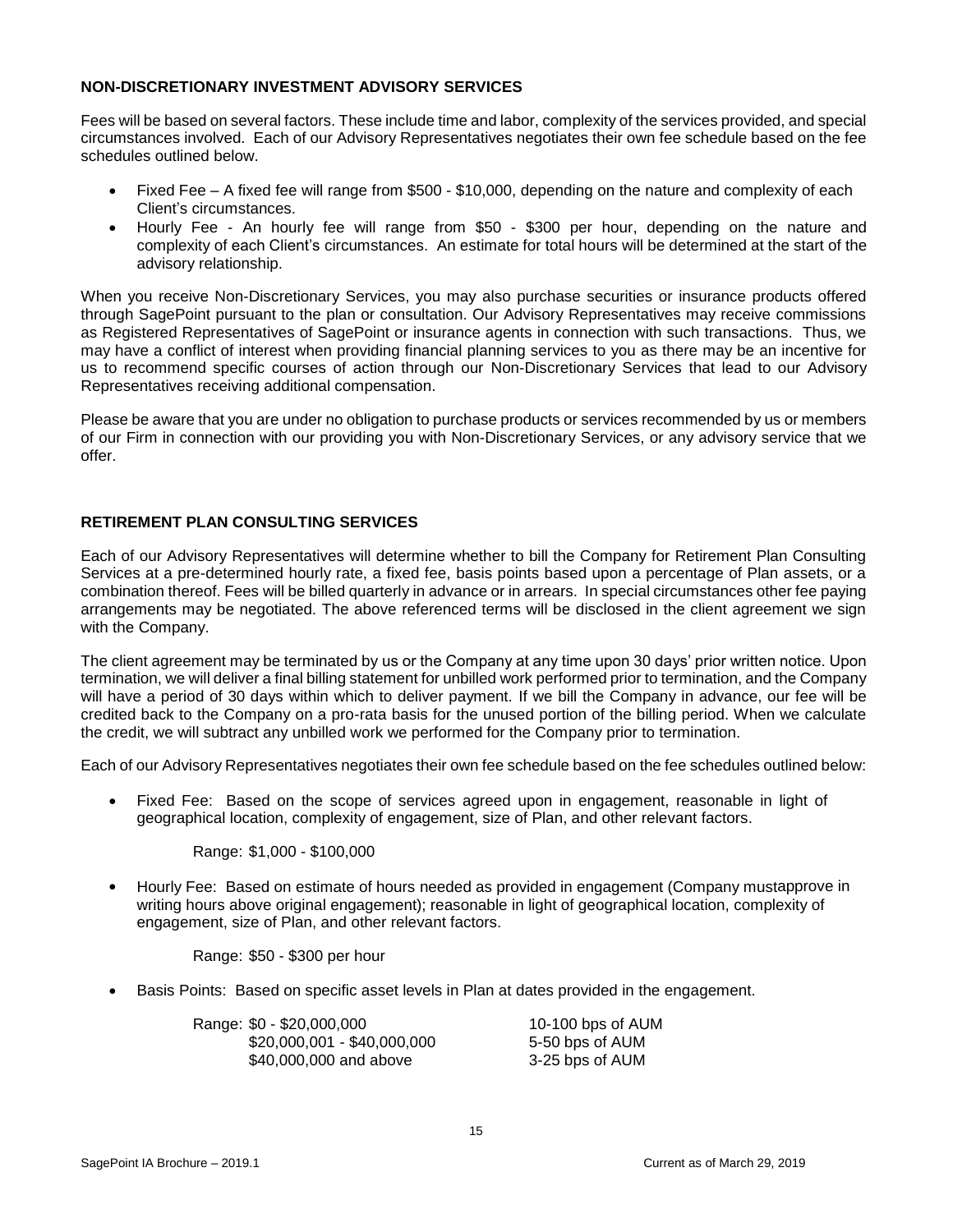### NON-DISCRETIONARY INVESTMENT ADVISORY SERVICES

Fees will be based on several factors. These include time and labor, complexity of the services provided, and special circumstances involved. Each of our Advisory Representatives negotiates their own fee schedule based on the fee schedules outlined below.

- Fixed Fee – A fixed fee will range from $500 - $10,000, depending on the nature and complexity of each Client's circumstances.
- Hourly Fee - An hourly fee will range from $50 - $300 per hour, depending on the nature and complexity of each Client's circumstances. An estimate for total hours will be determined at the start of the advisory relationship.

When you receive Non-Discretionary Services, you may also purchase securities or insurance products offered through SagePoint pursuant to the plan or consultation. Our Advisory Representatives may receive commissions as Registered Representatives of SagePoint or insurance agents in connection with such transactions. Thus, we may have a conflict of interest when providing financial planning services to you as there may be an incentive for us to recommend specific courses of action through our Non-Discretionary Services that lead to our Advisory Representatives receiving additional compensation.

Please be aware that you are under no obligation to purchase products or services recommended by us or members of our Firm in connection with our providing you with Non-Discretionary Services, or any advisory service that we offer.

### RETIREMENT PLAN CONSULTING SERVICES

Each of our Advisory Representatives will determine whether to bill the Company for Retirement Plan Consulting Services at a pre-determined hourly rate, a fixed fee, basis points based upon a percentage of Plan assets, or a combination thereof. Fees will be billed quarterly in advance or in arrears. In special circumstances other fee paying arrangements may be negotiated. The above referenced terms will be disclosed in the client agreement we sign with the Company.

The client agreement may be terminated by us or the Company at any time upon 30 days' prior written notice. Upon termination, we will deliver a final billing statement for unbilled work performed prior to termination, and the Company will have a period of 30 days within which to deliver payment. If we bill the Company in advance, our fee will be credited back to the Company on a pro-rata basis for the unused portion of the billing period. When we calculate the credit, we will subtract any unbilled work we performed for the Company prior to termination.

Each of our Advisory Representatives negotiates their own fee schedule based on the fee schedules outlined below:

- Fixed Fee: Based on the scope of services agreed upon in engagement, reasonable in light of geographical location, complexity of engagement, size of Plan, and other relevant factors.

  Range: $1,000 - $100,000

- Hourly Fee: Based on estimate of hours needed as provided in engagement (Company mustapprove in writing hours above original engagement); reasonable in light of geographical location, complexity of engagement, size of Plan, and other relevant factors.

  Range: $50 - $300 per hour

- Basis Points: Based on specific asset levels in Plan at dates provided in the engagement.

  | Range | |
  |---|---|
  | $0 - $20,000,000 | 10-100 bps of AUM |
  | $20,000,001 - $40,000,000 | 5-50 bps of AUM |
  | $40,000,000 and above | 3-25 bps of AUM |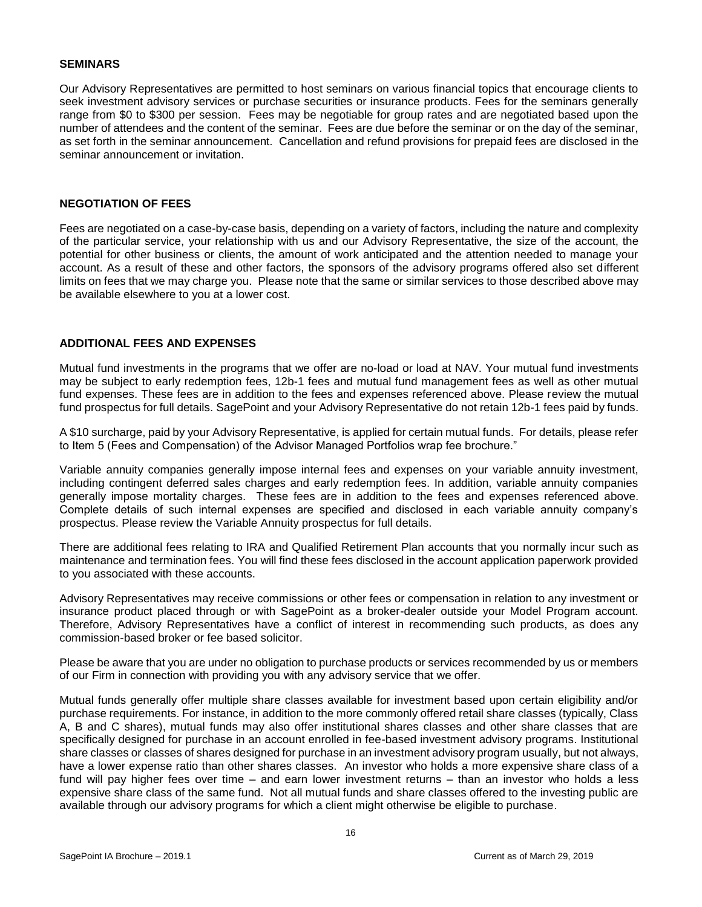## SEMINARS

Our Advisory Representatives are permitted to host seminars on various financial topics that encourage clients to seek investment advisory services or purchase securities or insurance products. Fees for the seminars generally range from $0 to $300 per session. Fees may be negotiable for group rates and are negotiated based upon the number of attendees and the content of the seminar. Fees are due before the seminar or on the day of the seminar, as set forth in the seminar announcement. Cancellation and refund provisions for prepaid fees are disclosed in the seminar announcement or invitation.

## NEGOTIATION OF FEES

Fees are negotiated on a case-by-case basis, depending on a variety of factors, including the nature and complexity of the particular service, your relationship with us and our Advisory Representative, the size of the account, the potential for other business or clients, the amount of work anticipated and the attention needed to manage your account. As a result of these and other factors, the sponsors of the advisory programs offered also set different limits on fees that we may charge you. Please note that the same or similar services to those described above may be available elsewhere to you at a lower cost.

## ADDITIONAL FEES AND EXPENSES

Mutual fund investments in the programs that we offer are no-load or load at NAV. Your mutual fund investments may be subject to early redemption fees, 12b-1 fees and mutual fund management fees as well as other mutual fund expenses. These fees are in addition to the fees and expenses referenced above. Please review the mutual fund prospectus for full details. SagePoint and your Advisory Representative do not retain 12b-1 fees paid by funds.

A $10 surcharge, paid by your Advisory Representative, is applied for certain mutual funds. For details, please refer to Item 5 (Fees and Compensation) of the Advisor Managed Portfolios wrap fee brochure."

Variable annuity companies generally impose internal fees and expenses on your variable annuity investment, including contingent deferred sales charges and early redemption fees. In addition, variable annuity companies generally impose mortality charges. These fees are in addition to the fees and expenses referenced above. Complete details of such internal expenses are specified and disclosed in each variable annuity company's prospectus. Please review the Variable Annuity prospectus for full details.

There are additional fees relating to IRA and Qualified Retirement Plan accounts that you normally incur such as maintenance and termination fees. You will find these fees disclosed in the account application paperwork provided to you associated with these accounts.

Advisory Representatives may receive commissions or other fees or compensation in relation to any investment or insurance product placed through or with SagePoint as a broker-dealer outside your Model Program account. Therefore, Advisory Representatives have a conflict of interest in recommending such products, as does any commission-based broker or fee based solicitor.

Please be aware that you are under no obligation to purchase products or services recommended by us or members of our Firm in connection with providing you with any advisory service that we offer.

Mutual funds generally offer multiple share classes available for investment based upon certain eligibility and/or purchase requirements. For instance, in addition to the more commonly offered retail share classes (typically, Class A, B and C shares), mutual funds may also offer institutional shares classes and other share classes that are specifically designed for purchase in an account enrolled in fee-based investment advisory programs. Institutional share classes or classes of shares designed for purchase in an investment advisory program usually, but not always, have a lower expense ratio than other shares classes. An investor who holds a more expensive share class of a fund will pay higher fees over time – and earn lower investment returns – than an investor who holds a less expensive share class of the same fund. Not all mutual funds and share classes offered to the investing public are available through our advisory programs for which a client might otherwise be eligible to purchase.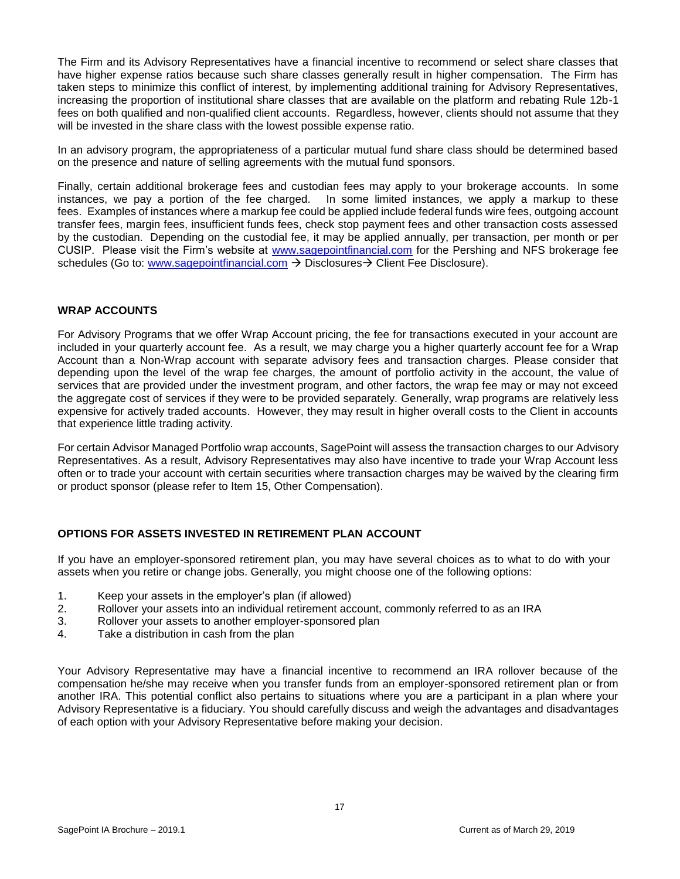The Firm and its Advisory Representatives have a financial incentive to recommend or select share classes that have higher expense ratios because such share classes generally result in higher compensation. The Firm has taken steps to minimize this conflict of interest, by implementing additional training for Advisory Representatives, increasing the proportion of institutional share classes that are available on the platform and rebating Rule 12b-1 fees on both qualified and non-qualified client accounts. Regardless, however, clients should not assume that they will be invested in the share class with the lowest possible expense ratio.

In an advisory program, the appropriateness of a particular mutual fund share class should be determined based on the presence and nature of selling agreements with the mutual fund sponsors.

Finally, certain additional brokerage fees and custodian fees may apply to your brokerage accounts. In some instances, we pay a portion of the fee charged. In some limited instances, we apply a markup to these fees. Examples of instances where a markup fee could be applied include federal funds wire fees, outgoing account transfer fees, margin fees, insufficient funds fees, check stop payment fees and other transaction costs assessed by the custodian. Depending on the custodial fee, it may be applied annually, per transaction, per month or per CUSIP. Please visit the Firm's website at www.sagepointfinancial.com for the Pershing and NFS brokerage fee schedules (Go to: www.sagepointfinancial.com → Disclosures→ Client Fee Disclosure).

## WRAP ACCOUNTS

For Advisory Programs that we offer Wrap Account pricing, the fee for transactions executed in your account are included in your quarterly account fee. As a result, we may charge you a higher quarterly account fee for a Wrap Account than a Non-Wrap account with separate advisory fees and transaction charges. Please consider that depending upon the level of the wrap fee charges, the amount of portfolio activity in the account, the value of services that are provided under the investment program, and other factors, the wrap fee may or may not exceed the aggregate cost of services if they were to be provided separately. Generally, wrap programs are relatively less expensive for actively traded accounts. However, they may result in higher overall costs to the Client in accounts that experience little trading activity.

For certain Advisor Managed Portfolio wrap accounts, SagePoint will assess the transaction charges to our Advisory Representatives. As a result, Advisory Representatives may also have incentive to trade your Wrap Account less often or to trade your account with certain securities where transaction charges may be waived by the clearing firm or product sponsor (please refer to Item 15, Other Compensation).

## OPTIONS FOR ASSETS INVESTED IN RETIREMENT PLAN ACCOUNT

If you have an employer-sponsored retirement plan, you may have several choices as to what to do with your assets when you retire or change jobs. Generally, you might choose one of the following options:

1. Keep your assets in the employer's plan (if allowed)
2. Rollover your assets into an individual retirement account, commonly referred to as an IRA
3. Rollover your assets to another employer-sponsored plan
4. Take a distribution in cash from the plan

Your Advisory Representative may have a financial incentive to recommend an IRA rollover because of the compensation he/she may receive when you transfer funds from an employer-sponsored retirement plan or from another IRA. This potential conflict also pertains to situations where you are a participant in a plan where your Advisory Representative is a fiduciary. You should carefully discuss and weigh the advantages and disadvantages of each option with your Advisory Representative before making your decision.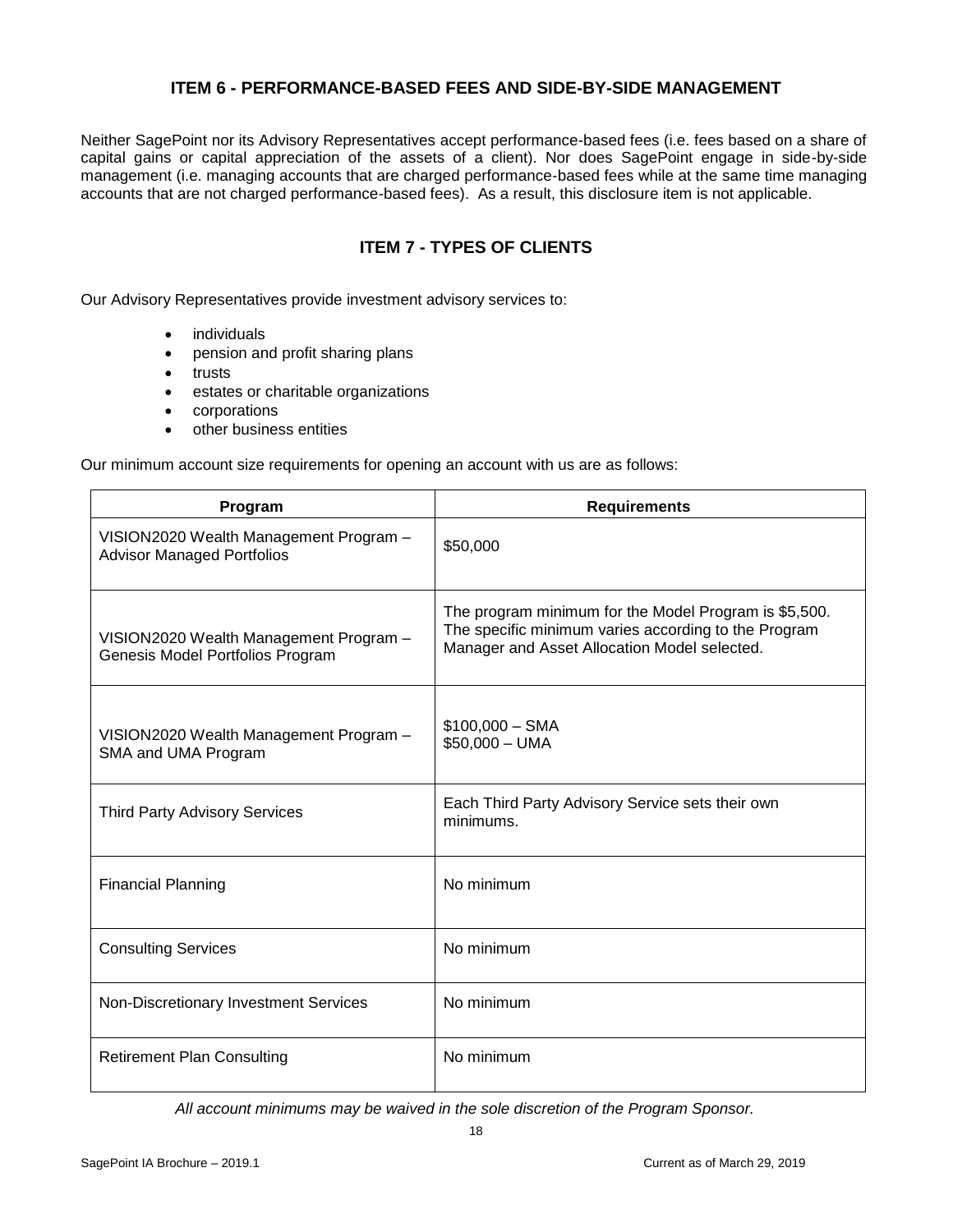## ITEM 6 - PERFORMANCE-BASED FEES AND SIDE-BY-SIDE MANAGEMENT

Neither SagePoint nor its Advisory Representatives accept performance-based fees (i.e. fees based on a share of capital gains or capital appreciation of the assets of a client). Nor does SagePoint engage in side-by-side management (i.e. managing accounts that are charged performance-based fees while at the same time managing accounts that are not charged performance-based fees). As a result, this disclosure item is not applicable.

## ITEM 7 - TYPES OF CLIENTS

Our Advisory Representatives provide investment advisory services to:

- individuals
- pension and profit sharing plans
- trusts
- estates or charitable organizations
- corporations
- other business entities

Our minimum account size requirements for opening an account with us are as follows:

| Program | Requirements |
|---|---|
| VISION2020 Wealth Management Program – Advisor Managed Portfolios | $50,000 |
| VISION2020 Wealth Management Program – Genesis Model Portfolios Program | The program minimum for the Model Program is $5,500. The specific minimum varies according to the Program Manager and Asset Allocation Model selected. |
| VISION2020 Wealth Management Program – SMA and UMA Program | $100,000 – SMA<br>$50,000 – UMA |
| Third Party Advisory Services | Each Third Party Advisory Service sets their own minimums. |
| Financial Planning | No minimum |
| Consulting Services | No minimum |
| Non-Discretionary Investment Services | No minimum |
| Retirement Plan Consulting | No minimum |

*All account minimums may be waived in the sole discretion of the Program Sponsor.*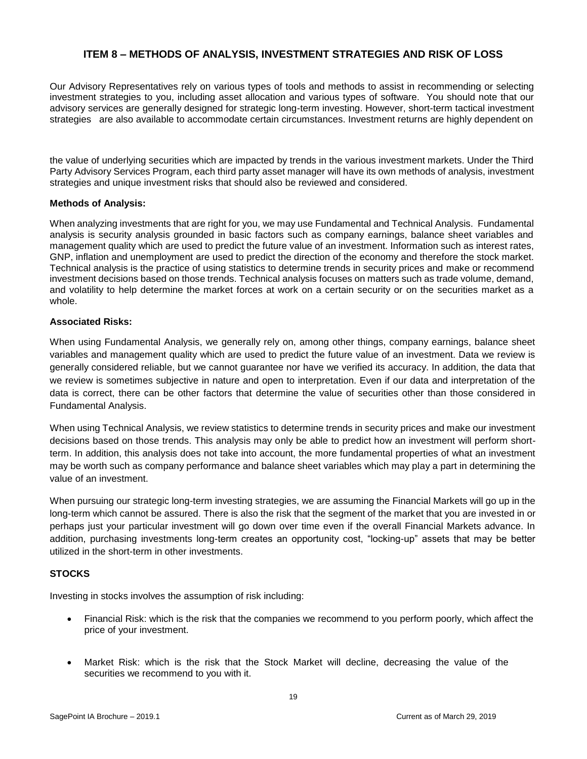## ITEM 8 – METHODS OF ANALYSIS, INVESTMENT STRATEGIES AND RISK OF LOSS

Our Advisory Representatives rely on various types of tools and methods to assist in recommending or selecting investment strategies to you, including asset allocation and various types of software. You should note that our advisory services are generally designed for strategic long-term investing. However, short-term tactical investment strategies are also available to accommodate certain circumstances. Investment returns are highly dependent on the value of underlying securities which are impacted by trends in the various investment markets. Under the Third Party Advisory Services Program, each third party asset manager will have its own methods of analysis, investment strategies and unique investment risks that should also be reviewed and considered.

**Methods of Analysis:**

When analyzing investments that are right for you, we may use Fundamental and Technical Analysis. Fundamental analysis is security analysis grounded in basic factors such as company earnings, balance sheet variables and management quality which are used to predict the future value of an investment. Information such as interest rates, GNP, inflation and unemployment are used to predict the direction of the economy and therefore the stock market. Technical analysis is the practice of using statistics to determine trends in security prices and make or recommend investment decisions based on those trends. Technical analysis focuses on matters such as trade volume, demand, and volatility to help determine the market forces at work on a certain security or on the securities market as a whole.

**Associated Risks:**

When using Fundamental Analysis, we generally rely on, among other things, company earnings, balance sheet variables and management quality which are used to predict the future value of an investment. Data we review is generally considered reliable, but we cannot guarantee nor have we verified its accuracy. In addition, the data that we review is sometimes subjective in nature and open to interpretation. Even if our data and interpretation of the data is correct, there can be other factors that determine the value of securities other than those considered in Fundamental Analysis.

When using Technical Analysis, we review statistics to determine trends in security prices and make our investment decisions based on those trends. This analysis may only be able to predict how an investment will perform short-term. In addition, this analysis does not take into account, the more fundamental properties of what an investment may be worth such as company performance and balance sheet variables which may play a part in determining the value of an investment.

When pursuing our strategic long-term investing strategies, we are assuming the Financial Markets will go up in the long-term which cannot be assured. There is also the risk that the segment of the market that you are invested in or perhaps just your particular investment will go down over time even if the overall Financial Markets advance. In addition, purchasing investments long-term creates an opportunity cost, "locking-up" assets that may be better utilized in the short-term in other investments.

### STOCKS

Investing in stocks involves the assumption of risk including:

- Financial Risk: which is the risk that the companies we recommend to you perform poorly, which affect the price of your investment.
- Market Risk: which is the risk that the Stock Market will decline, decreasing the value of the securities we recommend to you with it.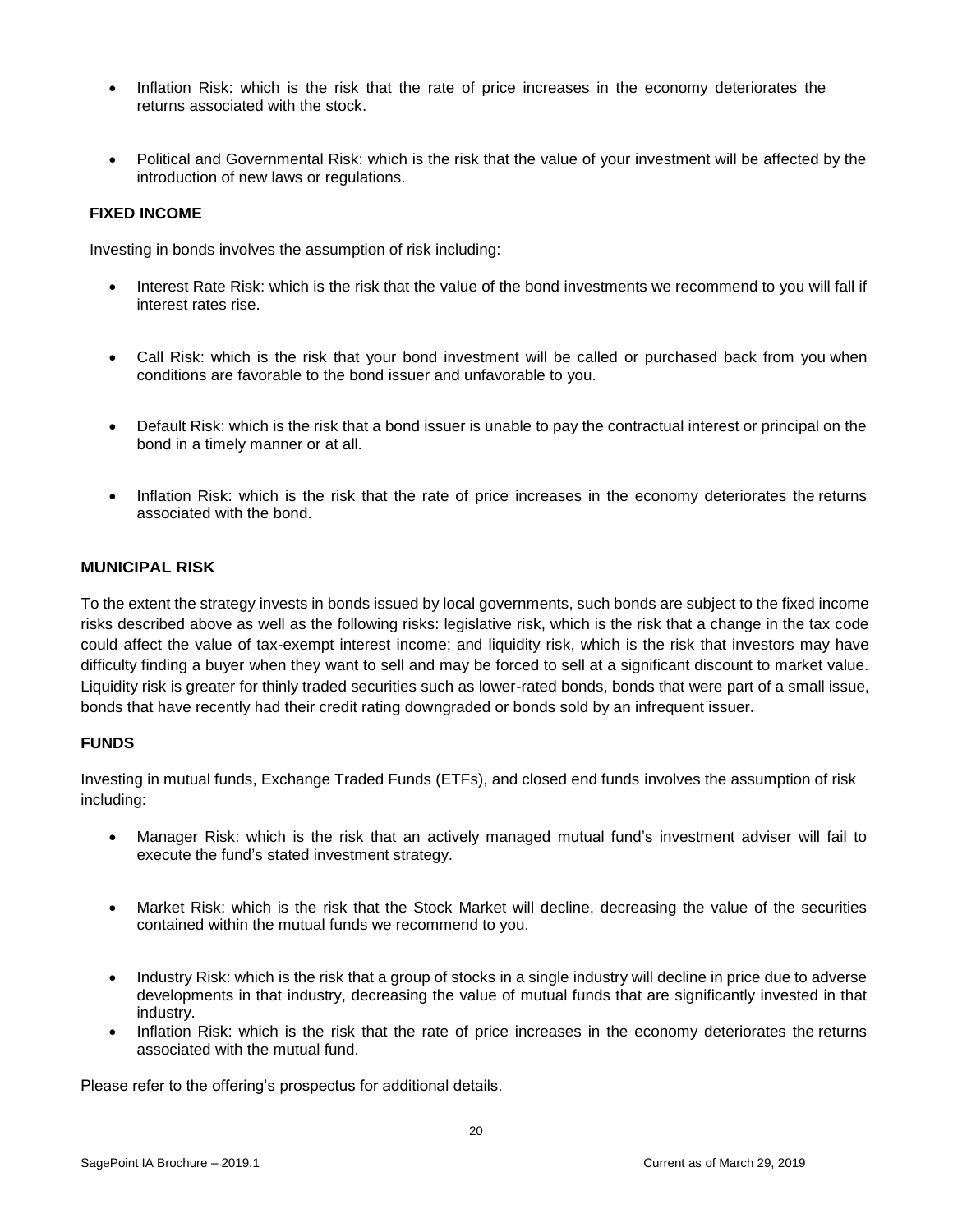- Inflation Risk: which is the risk that the rate of price increases in the economy deteriorates the returns associated with the stock.

- Political and Governmental Risk: which is the risk that the value of your investment will be affected by the introduction of new laws or regulations.

**FIXED INCOME**

Investing in bonds involves the assumption of risk including:

- Interest Rate Risk: which is the risk that the value of the bond investments we recommend to you will fall if interest rates rise.

- Call Risk: which is the risk that your bond investment will be called or purchased back from you when conditions are favorable to the bond issuer and unfavorable to you.

- Default Risk: which is the risk that a bond issuer is unable to pay the contractual interest or principal on the bond in a timely manner or at all.

- Inflation Risk: which is the risk that the rate of price increases in the economy deteriorates the returns associated with the bond.

**MUNICIPAL RISK**

To the extent the strategy invests in bonds issued by local governments, such bonds are subject to the fixed income risks described above as well as the following risks: legislative risk, which is the risk that a change in the tax code could affect the value of tax-exempt interest income; and liquidity risk, which is the risk that investors may have difficulty finding a buyer when they want to sell and may be forced to sell at a significant discount to market value. Liquidity risk is greater for thinly traded securities such as lower-rated bonds, bonds that were part of a small issue, bonds that have recently had their credit rating downgraded or bonds sold by an infrequent issuer.

**FUNDS**

Investing in mutual funds, Exchange Traded Funds (ETFs), and closed end funds involves the assumption of risk including:

- Manager Risk: which is the risk that an actively managed mutual fund's investment adviser will fail to execute the fund's stated investment strategy.

- Market Risk: which is the risk that the Stock Market will decline, decreasing the value of the securities contained within the mutual funds we recommend to you.

- Industry Risk: which is the risk that a group of stocks in a single industry will decline in price due to adverse developments in that industry, decreasing the value of mutual funds that are significantly invested in that industry.
- Inflation Risk: which is the risk that the rate of price increases in the economy deteriorates the returns associated with the mutual fund.

Please refer to the offering's prospectus for additional details.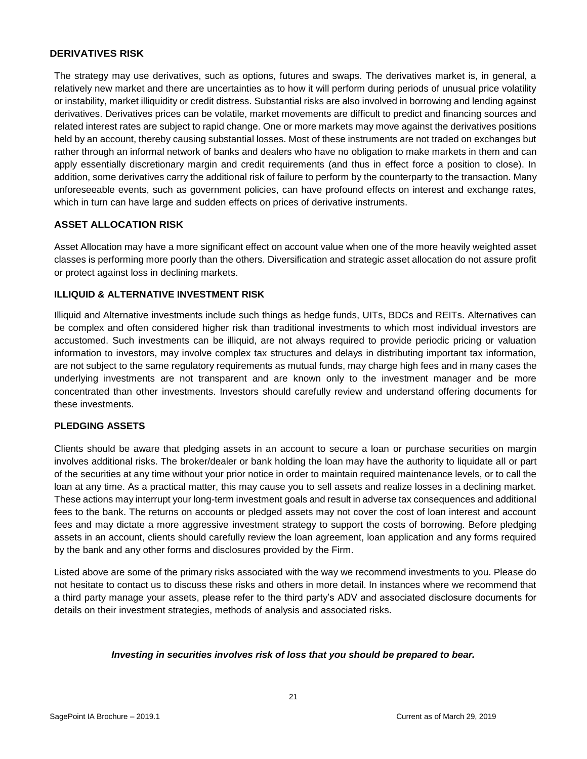### DERIVATIVES RISK

The strategy may use derivatives, such as options, futures and swaps. The derivatives market is, in general, a relatively new market and there are uncertainties as to how it will perform during periods of unusual price volatility or instability, market illiquidity or credit distress. Substantial risks are also involved in borrowing and lending against derivatives. Derivatives prices can be volatile, market movements are difficult to predict and financing sources and related interest rates are subject to rapid change. One or more markets may move against the derivatives positions held by an account, thereby causing substantial losses. Most of these instruments are not traded on exchanges but rather through an informal network of banks and dealers who have no obligation to make markets in them and can apply essentially discretionary margin and credit requirements (and thus in effect force a position to close). In addition, some derivatives carry the additional risk of failure to perform by the counterparty to the transaction. Many unforeseeable events, such as government policies, can have profound effects on interest and exchange rates, which in turn can have large and sudden effects on prices of derivative instruments.

### ASSET ALLOCATION RISK

Asset Allocation may have a more significant effect on account value when one of the more heavily weighted asset classes is performing more poorly than the others. Diversification and strategic asset allocation do not assure profit or protect against loss in declining markets.

### ILLIQUID & ALTERNATIVE INVESTMENT RISK

Illiquid and Alternative investments include such things as hedge funds, UITs, BDCs and REITs. Alternatives can be complex and often considered higher risk than traditional investments to which most individual investors are accustomed. Such investments can be illiquid, are not always required to provide periodic pricing or valuation information to investors, may involve complex tax structures and delays in distributing important tax information, are not subject to the same regulatory requirements as mutual funds, may charge high fees and in many cases the underlying investments are not transparent and are known only to the investment manager and be more concentrated than other investments. Investors should carefully review and understand offering documents for these investments.

### PLEDGING ASSETS

Clients should be aware that pledging assets in an account to secure a loan or purchase securities on margin involves additional risks. The broker/dealer or bank holding the loan may have the authority to liquidate all or part of the securities at any time without your prior notice in order to maintain required maintenance levels, or to call the loan at any time. As a practical matter, this may cause you to sell assets and realize losses in a declining market. These actions may interrupt your long-term investment goals and result in adverse tax consequences and additional fees to the bank. The returns on accounts or pledged assets may not cover the cost of loan interest and account fees and may dictate a more aggressive investment strategy to support the costs of borrowing. Before pledging assets in an account, clients should carefully review the loan agreement, loan application and any forms required by the bank and any other forms and disclosures provided by the Firm.

Listed above are some of the primary risks associated with the way we recommend investments to you. Please do not hesitate to contact us to discuss these risks and others in more detail. In instances where we recommend that a third party manage your assets, please refer to the third party's ADV and associated disclosure documents for details on their investment strategies, methods of analysis and associated risks.

***Investing in securities involves risk of loss that you should be prepared to bear.***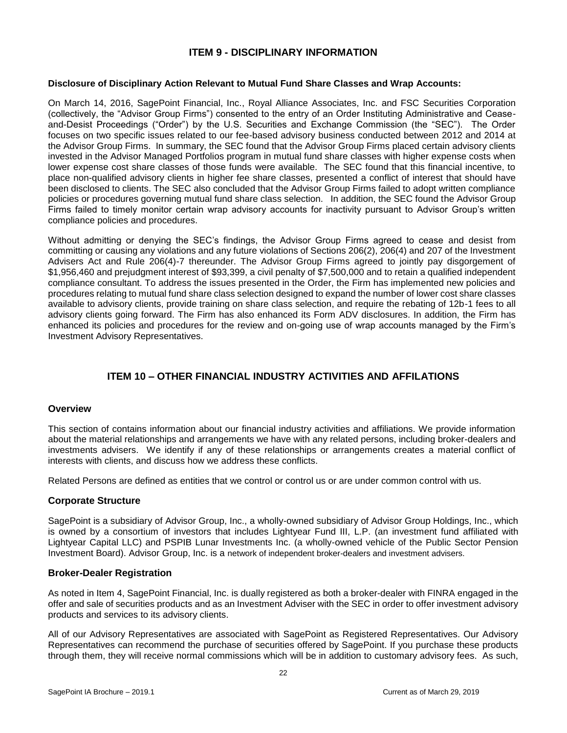# ITEM 9 - DISCIPLINARY INFORMATION

**Disclosure of Disciplinary Action Relevant to Mutual Fund Share Classes and Wrap Accounts:**

On March 14, 2016, SagePoint Financial, Inc., Royal Alliance Associates, Inc. and FSC Securities Corporation (collectively, the "Advisor Group Firms") consented to the entry of an Order Instituting Administrative and Cease-and-Desist Proceedings ("Order") by the U.S. Securities and Exchange Commission (the "SEC"). The Order focuses on two specific issues related to our fee-based advisory business conducted between 2012 and 2014 at the Advisor Group Firms. In summary, the SEC found that the Advisor Group Firms placed certain advisory clients invested in the Advisor Managed Portfolios program in mutual fund share classes with higher expense costs when lower expense cost share classes of those funds were available. The SEC found that this financial incentive, to place non-qualified advisory clients in higher fee share classes, presented a conflict of interest that should have been disclosed to clients. The SEC also concluded that the Advisor Group Firms failed to adopt written compliance policies or procedures governing mutual fund share class selection. In addition, the SEC found the Advisor Group Firms failed to timely monitor certain wrap advisory accounts for inactivity pursuant to Advisor Group's written compliance policies and procedures.

Without admitting or denying the SEC's findings, the Advisor Group Firms agreed to cease and desist from committing or causing any violations and any future violations of Sections 206(2), 206(4) and 207 of the Investment Advisers Act and Rule 206(4)-7 thereunder. The Advisor Group Firms agreed to jointly pay disgorgement of $1,956,460 and prejudgment interest of $93,399, a civil penalty of $7,500,000 and to retain a qualified independent compliance consultant. To address the issues presented in the Order, the Firm has implemented new policies and procedures relating to mutual fund share class selection designed to expand the number of lower cost share classes available to advisory clients, provide training on share class selection, and require the rebating of 12b-1 fees to all advisory clients going forward. The Firm has also enhanced its Form ADV disclosures. In addition, the Firm has enhanced its policies and procedures for the review and on-going use of wrap accounts managed by the Firm's Investment Advisory Representatives.

# ITEM 10 – OTHER FINANCIAL INDUSTRY ACTIVITIES AND AFFILATIONS

### Overview

This section of contains information about our financial industry activities and affiliations. We provide information about the material relationships and arrangements we have with any related persons, including broker-dealers and investments advisers. We identify if any of these relationships or arrangements creates a material conflict of interests with clients, and discuss how we address these conflicts.

Related Persons are defined as entities that we control or control us or are under common control with us.

### Corporate Structure

SagePoint is a subsidiary of Advisor Group, Inc., a wholly-owned subsidiary of Advisor Group Holdings, Inc., which is owned by a consortium of investors that includes Lightyear Fund III, L.P. (an investment fund affiliated with Lightyear Capital LLC) and PSPIB Lunar Investments Inc. (a wholly-owned vehicle of the Public Sector Pension Investment Board). Advisor Group, Inc. is a network of independent broker-dealers and investment advisers.

### Broker-Dealer Registration

As noted in Item 4, SagePoint Financial, Inc. is dually registered as both a broker-dealer with FINRA engaged in the offer and sale of securities products and as an Investment Adviser with the SEC in order to offer investment advisory products and services to its advisory clients.

All of our Advisory Representatives are associated with SagePoint as Registered Representatives. Our Advisory Representatives can recommend the purchase of securities offered by SagePoint. If you purchase these products through them, they will receive normal commissions which will be in addition to customary advisory fees. As such,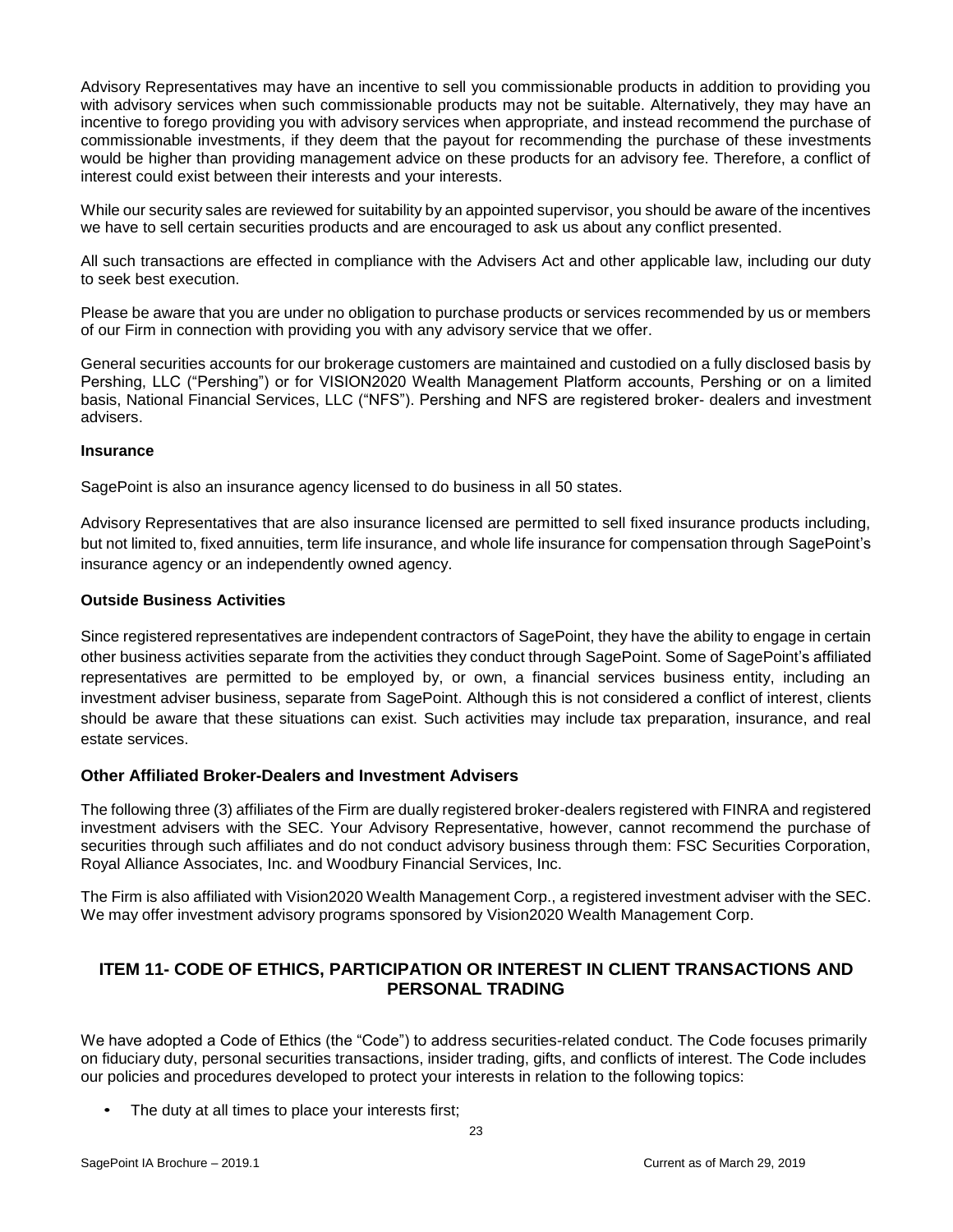Advisory Representatives may have an incentive to sell you commissionable products in addition to providing you with advisory services when such commissionable products may not be suitable. Alternatively, they may have an incentive to forego providing you with advisory services when appropriate, and instead recommend the purchase of commissionable investments, if they deem that the payout for recommending the purchase of these investments would be higher than providing management advice on these products for an advisory fee. Therefore, a conflict of interest could exist between their interests and your interests.

While our security sales are reviewed for suitability by an appointed supervisor, you should be aware of the incentives we have to sell certain securities products and are encouraged to ask us about any conflict presented.

All such transactions are effected in compliance with the Advisers Act and other applicable law, including our duty to seek best execution.

Please be aware that you are under no obligation to purchase products or services recommended by us or members of our Firm in connection with providing you with any advisory service that we offer.

General securities accounts for our brokerage customers are maintained and custodied on a fully disclosed basis by Pershing, LLC ("Pershing") or for VISION2020 Wealth Management Platform accounts, Pershing or on a limited basis, National Financial Services, LLC ("NFS"). Pershing and NFS are registered broker- dealers and investment advisers.

**Insurance**

SagePoint is also an insurance agency licensed to do business in all 50 states.

Advisory Representatives that are also insurance licensed are permitted to sell fixed insurance products including, but not limited to, fixed annuities, term life insurance, and whole life insurance for compensation through SagePoint's insurance agency or an independently owned agency.

**Outside Business Activities**

Since registered representatives are independent contractors of SagePoint, they have the ability to engage in certain other business activities separate from the activities they conduct through SagePoint. Some of SagePoint's affiliated representatives are permitted to be employed by, or own, a financial services business entity, including an investment adviser business, separate from SagePoint. Although this is not considered a conflict of interest, clients should be aware that these situations can exist. Such activities may include tax preparation, insurance, and real estate services.

### Other Affiliated Broker-Dealers and Investment Advisers

The following three (3) affiliates of the Firm are dually registered broker-dealers registered with FINRA and registered investment advisers with the SEC. Your Advisory Representative, however, cannot recommend the purchase of securities through such affiliates and do not conduct advisory business through them: FSC Securities Corporation, Royal Alliance Associates, Inc. and Woodbury Financial Services, Inc.

The Firm is also affiliated with Vision2020 Wealth Management Corp., a registered investment adviser with the SEC. We may offer investment advisory programs sponsored by Vision2020 Wealth Management Corp.

## ITEM 11- CODE OF ETHICS, PARTICIPATION OR INTEREST IN CLIENT TRANSACTIONS AND PERSONAL TRADING

We have adopted a Code of Ethics (the "Code") to address securities-related conduct. The Code focuses primarily on fiduciary duty, personal securities transactions, insider trading, gifts, and conflicts of interest. The Code includes our policies and procedures developed to protect your interests in relation to the following topics:

- The duty at all times to place your interests first;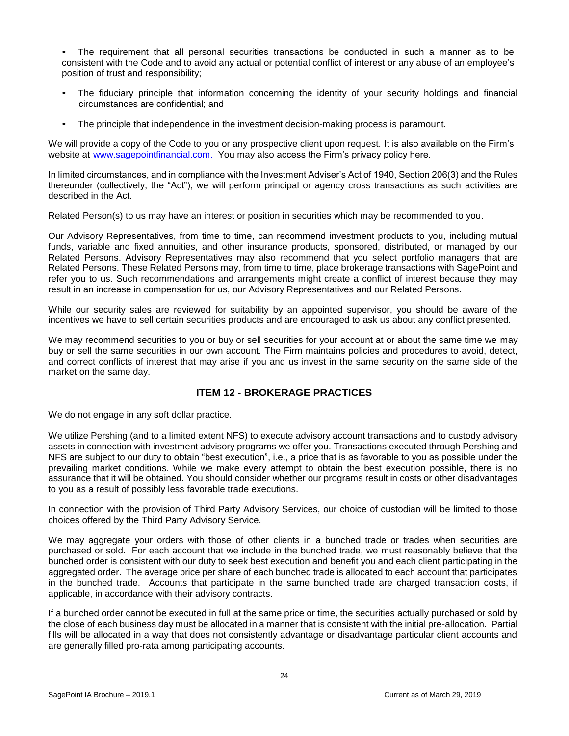- The requirement that all personal securities transactions be conducted in such a manner as to be consistent with the Code and to avoid any actual or potential conflict of interest or any abuse of an employee's position of trust and responsibility;
- The fiduciary principle that information concerning the identity of your security holdings and financial circumstances are confidential; and
- The principle that independence in the investment decision-making process is paramount.

We will provide a copy of the Code to you or any prospective client upon request. It is also available on the Firm's website at www.sagepointfinancial.com. You may also access the Firm's privacy policy here.

In limited circumstances, and in compliance with the Investment Adviser's Act of 1940, Section 206(3) and the Rules thereunder (collectively, the "Act"), we will perform principal or agency cross transactions as such activities are described in the Act.

Related Person(s) to us may have an interest or position in securities which may be recommended to you.

Our Advisory Representatives, from time to time, can recommend investment products to you, including mutual funds, variable and fixed annuities, and other insurance products, sponsored, distributed, or managed by our Related Persons. Advisory Representatives may also recommend that you select portfolio managers that are Related Persons. These Related Persons may, from time to time, place brokerage transactions with SagePoint and refer you to us. Such recommendations and arrangements might create a conflict of interest because they may result in an increase in compensation for us, our Advisory Representatives and our Related Persons.

While our security sales are reviewed for suitability by an appointed supervisor, you should be aware of the incentives we have to sell certain securities products and are encouraged to ask us about any conflict presented.

We may recommend securities to you or buy or sell securities for your account at or about the same time we may buy or sell the same securities in our own account. The Firm maintains policies and procedures to avoid, detect, and correct conflicts of interest that may arise if you and us invest in the same security on the same side of the market on the same day.

## ITEM 12 - BROKERAGE PRACTICES

We do not engage in any soft dollar practice.

We utilize Pershing (and to a limited extent NFS) to execute advisory account transactions and to custody advisory assets in connection with investment advisory programs we offer you. Transactions executed through Pershing and NFS are subject to our duty to obtain "best execution", i.e., a price that is as favorable to you as possible under the prevailing market conditions. While we make every attempt to obtain the best execution possible, there is no assurance that it will be obtained. You should consider whether our programs result in costs or other disadvantages to you as a result of possibly less favorable trade executions.

In connection with the provision of Third Party Advisory Services, our choice of custodian will be limited to those choices offered by the Third Party Advisory Service.

We may aggregate your orders with those of other clients in a bunched trade or trades when securities are purchased or sold. For each account that we include in the bunched trade, we must reasonably believe that the bunched order is consistent with our duty to seek best execution and benefit you and each client participating in the aggregated order. The average price per share of each bunched trade is allocated to each account that participates in the bunched trade. Accounts that participate in the same bunched trade are charged transaction costs, if applicable, in accordance with their advisory contracts.

If a bunched order cannot be executed in full at the same price or time, the securities actually purchased or sold by the close of each business day must be allocated in a manner that is consistent with the initial pre-allocation. Partial fills will be allocated in a way that does not consistently advantage or disadvantage particular client accounts and are generally filled pro-rata among participating accounts.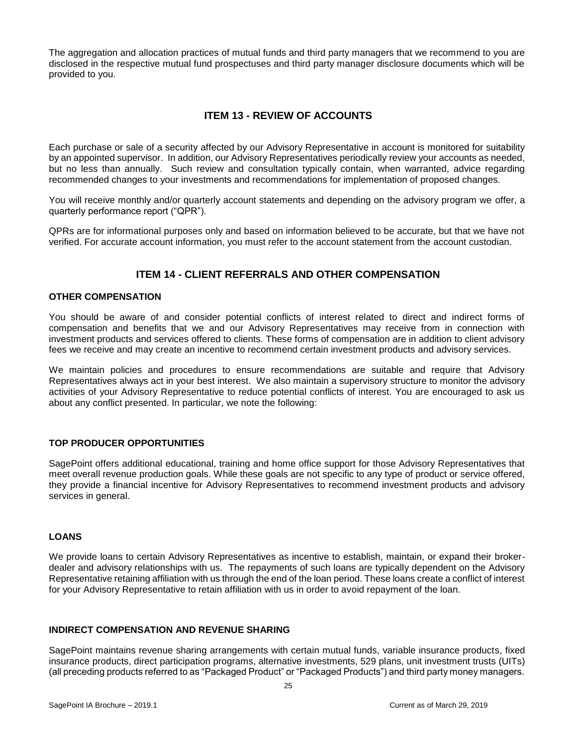The aggregation and allocation practices of mutual funds and third party managers that we recommend to you are disclosed in the respective mutual fund prospectuses and third party manager disclosure documents which will be provided to you.

## ITEM 13 - REVIEW OF ACCOUNTS

Each purchase or sale of a security affected by our Advisory Representative in account is monitored for suitability by an appointed supervisor. In addition, our Advisory Representatives periodically review your accounts as needed, but no less than annually. Such review and consultation typically contain, when warranted, advice regarding recommended changes to your investments and recommendations for implementation of proposed changes.

You will receive monthly and/or quarterly account statements and depending on the advisory program we offer, a quarterly performance report ("QPR").

QPRs are for informational purposes only and based on information believed to be accurate, but that we have not verified. For accurate account information, you must refer to the account statement from the account custodian.

## ITEM 14 - CLIENT REFERRALS AND OTHER COMPENSATION

### OTHER COMPENSATION

You should be aware of and consider potential conflicts of interest related to direct and indirect forms of compensation and benefits that we and our Advisory Representatives may receive from in connection with investment products and services offered to clients. These forms of compensation are in addition to client advisory fees we receive and may create an incentive to recommend certain investment products and advisory services.

We maintain policies and procedures to ensure recommendations are suitable and require that Advisory Representatives always act in your best interest. We also maintain a supervisory structure to monitor the advisory activities of your Advisory Representative to reduce potential conflicts of interest. You are encouraged to ask us about any conflict presented. In particular, we note the following:

### TOP PRODUCER OPPORTUNITIES

SagePoint offers additional educational, training and home office support for those Advisory Representatives that meet overall revenue production goals. While these goals are not specific to any type of product or service offered, they provide a financial incentive for Advisory Representatives to recommend investment products and advisory services in general.

### LOANS

We provide loans to certain Advisory Representatives as incentive to establish, maintain, or expand their broker-dealer and advisory relationships with us. The repayments of such loans are typically dependent on the Advisory Representative retaining affiliation with us through the end of the loan period. These loans create a conflict of interest for your Advisory Representative to retain affiliation with us in order to avoid repayment of the loan.

### INDIRECT COMPENSATION AND REVENUE SHARING

SagePoint maintains revenue sharing arrangements with certain mutual funds, variable insurance products, fixed insurance products, direct participation programs, alternative investments, 529 plans, unit investment trusts (UITs) (all preceding products referred to as "Packaged Product" or "Packaged Products") and third party money managers.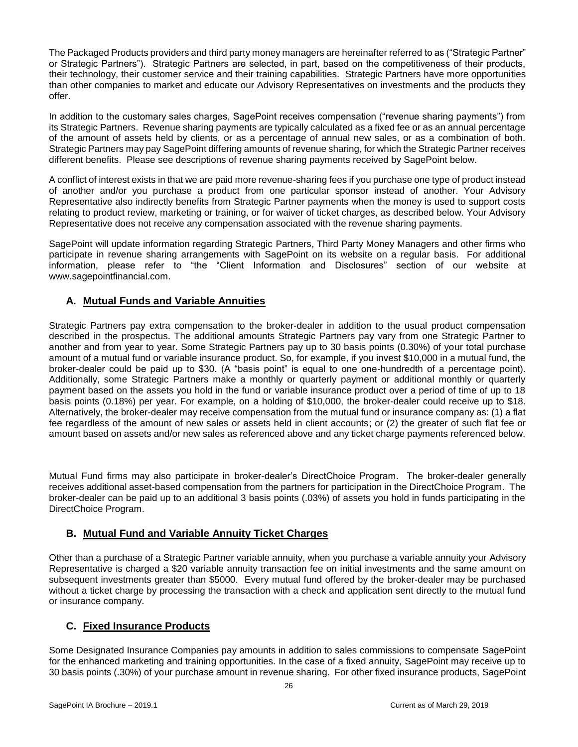The Packaged Products providers and third party money managers are hereinafter referred to as ("Strategic Partner" or Strategic Partners"). Strategic Partners are selected, in part, based on the competitiveness of their products, their technology, their customer service and their training capabilities. Strategic Partners have more opportunities than other companies to market and educate our Advisory Representatives on investments and the products they offer.

In addition to the customary sales charges, SagePoint receives compensation ("revenue sharing payments") from its Strategic Partners. Revenue sharing payments are typically calculated as a fixed fee or as an annual percentage of the amount of assets held by clients, or as a percentage of annual new sales, or as a combination of both. Strategic Partners may pay SagePoint differing amounts of revenue sharing, for which the Strategic Partner receives different benefits. Please see descriptions of revenue sharing payments received by SagePoint below.

A conflict of interest exists in that we are paid more revenue-sharing fees if you purchase one type of product instead of another and/or you purchase a product from one particular sponsor instead of another. Your Advisory Representative also indirectly benefits from Strategic Partner payments when the money is used to support costs relating to product review, marketing or training, or for waiver of ticket charges, as described below. Your Advisory Representative does not receive any compensation associated with the revenue sharing payments.

SagePoint will update information regarding Strategic Partners, Third Party Money Managers and other firms who participate in revenue sharing arrangements with SagePoint on its website on a regular basis. For additional information, please refer to "the "Client Information and Disclosures" section of our website at www.sagepointfinancial.com.

## A. Mutual Funds and Variable Annuities

Strategic Partners pay extra compensation to the broker-dealer in addition to the usual product compensation described in the prospectus. The additional amounts Strategic Partners pay vary from one Strategic Partner to another and from year to year. Some Strategic Partners pay up to 30 basis points (0.30%) of your total purchase amount of a mutual fund or variable insurance product. So, for example, if you invest $10,000 in a mutual fund, the broker-dealer could be paid up to $30. (A "basis point" is equal to one one-hundredth of a percentage point). Additionally, some Strategic Partners make a monthly or quarterly payment or additional monthly or quarterly payment based on the assets you hold in the fund or variable insurance product over a period of time of up to 18 basis points (0.18%) per year. For example, on a holding of $10,000, the broker-dealer could receive up to $18. Alternatively, the broker-dealer may receive compensation from the mutual fund or insurance company as: (1) a flat fee regardless of the amount of new sales or assets held in client accounts; or (2) the greater of such flat fee or amount based on assets and/or new sales as referenced above and any ticket charge payments referenced below.

Mutual Fund firms may also participate in broker-dealer's DirectChoice Program. The broker-dealer generally receives additional asset-based compensation from the partners for participation in the DirectChoice Program. The broker-dealer can be paid up to an additional 3 basis points (.03%) of assets you hold in funds participating in the DirectChoice Program.

## B. Mutual Fund and Variable Annuity Ticket Charges

Other than a purchase of a Strategic Partner variable annuity, when you purchase a variable annuity your Advisory Representative is charged a $20 variable annuity transaction fee on initial investments and the same amount on subsequent investments greater than $5000. Every mutual fund offered by the broker-dealer may be purchased without a ticket charge by processing the transaction with a check and application sent directly to the mutual fund or insurance company.

## C. Fixed Insurance Products

Some Designated Insurance Companies pay amounts in addition to sales commissions to compensate SagePoint for the enhanced marketing and training opportunities. In the case of a fixed annuity, SagePoint may receive up to 30 basis points (.30%) of your purchase amount in revenue sharing. For other fixed insurance products, SagePoint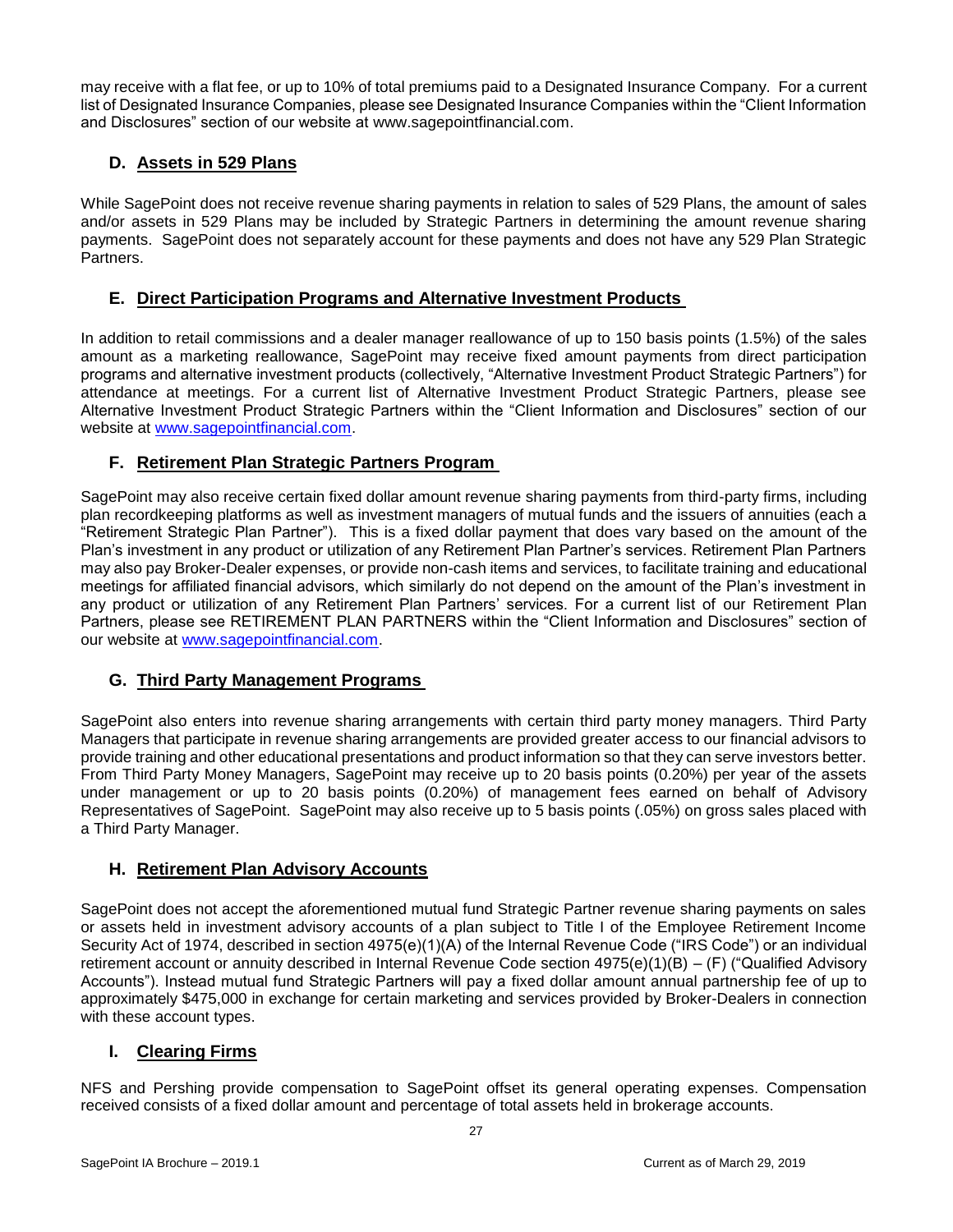may receive with a flat fee, or up to 10% of total premiums paid to a Designated Insurance Company. For a current list of Designated Insurance Companies, please see Designated Insurance Companies within the "Client Information and Disclosures" section of our website at www.sagepointfinancial.com.

### D. Assets in 529 Plans

While SagePoint does not receive revenue sharing payments in relation to sales of 529 Plans, the amount of sales and/or assets in 529 Plans may be included by Strategic Partners in determining the amount revenue sharing payments. SagePoint does not separately account for these payments and does not have any 529 Plan Strategic Partners.

### E. Direct Participation Programs and Alternative Investment Products

In addition to retail commissions and a dealer manager reallowance of up to 150 basis points (1.5%) of the sales amount as a marketing reallowance, SagePoint may receive fixed amount payments from direct participation programs and alternative investment products (collectively, "Alternative Investment Product Strategic Partners") for attendance at meetings. For a current list of Alternative Investment Product Strategic Partners, please see Alternative Investment Product Strategic Partners within the "Client Information and Disclosures" section of our website at www.sagepointfinancial.com.

### F. Retirement Plan Strategic Partners Program

SagePoint may also receive certain fixed dollar amount revenue sharing payments from third-party firms, including plan recordkeeping platforms as well as investment managers of mutual funds and the issuers of annuities (each a "Retirement Strategic Plan Partner"). This is a fixed dollar payment that does vary based on the amount of the Plan's investment in any product or utilization of any Retirement Plan Partner's services. Retirement Plan Partners may also pay Broker-Dealer expenses, or provide non-cash items and services, to facilitate training and educational meetings for affiliated financial advisors, which similarly do not depend on the amount of the Plan's investment in any product or utilization of any Retirement Plan Partners' services. For a current list of our Retirement Plan Partners, please see RETIREMENT PLAN PARTNERS within the "Client Information and Disclosures" section of our website at www.sagepointfinancial.com.

### G. Third Party Management Programs

SagePoint also enters into revenue sharing arrangements with certain third party money managers. Third Party Managers that participate in revenue sharing arrangements are provided greater access to our financial advisors to provide training and other educational presentations and product information so that they can serve investors better. From Third Party Money Managers, SagePoint may receive up to 20 basis points (0.20%) per year of the assets under management or up to 20 basis points (0.20%) of management fees earned on behalf of Advisory Representatives of SagePoint. SagePoint may also receive up to 5 basis points (.05%) on gross sales placed with a Third Party Manager.

### H. Retirement Plan Advisory Accounts

SagePoint does not accept the aforementioned mutual fund Strategic Partner revenue sharing payments on sales or assets held in investment advisory accounts of a plan subject to Title I of the Employee Retirement Income Security Act of 1974, described in section 4975(e)(1)(A) of the Internal Revenue Code ("IRS Code") or an individual retirement account or annuity described in Internal Revenue Code section 4975(e)(1)(B) – (F) ("Qualified Advisory Accounts"). Instead mutual fund Strategic Partners will pay a fixed dollar amount annual partnership fee of up to approximately $475,000 in exchange for certain marketing and services provided by Broker-Dealers in connection with these account types.

### I. Clearing Firms

NFS and Pershing provide compensation to SagePoint offset its general operating expenses. Compensation received consists of a fixed dollar amount and percentage of total assets held in brokerage accounts.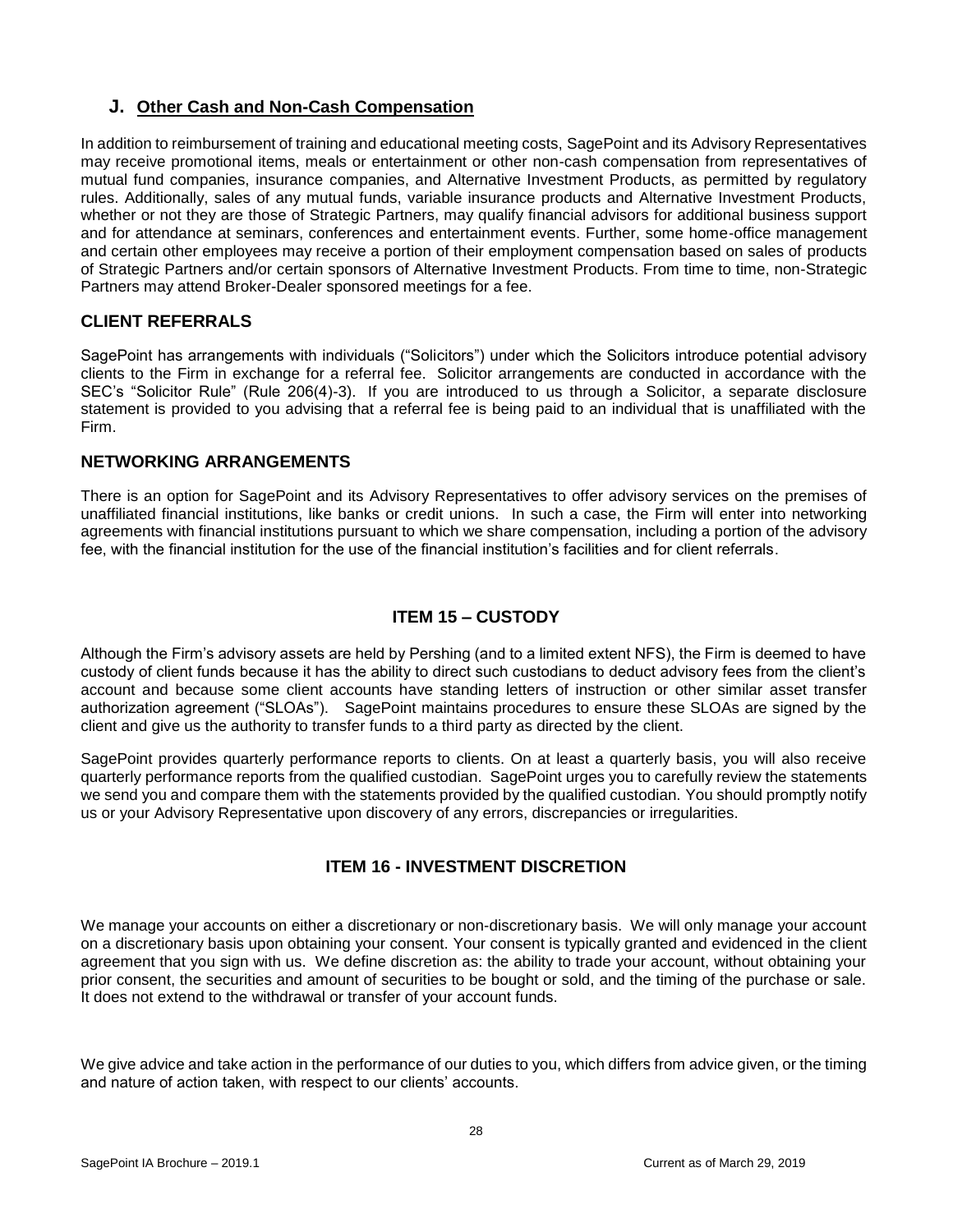## J. Other Cash and Non-Cash Compensation

In addition to reimbursement of training and educational meeting costs, SagePoint and its Advisory Representatives may receive promotional items, meals or entertainment or other non-cash compensation from representatives of mutual fund companies, insurance companies, and Alternative Investment Products, as permitted by regulatory rules. Additionally, sales of any mutual funds, variable insurance products and Alternative Investment Products, whether or not they are those of Strategic Partners, may qualify financial advisors for additional business support and for attendance at seminars, conferences and entertainment events. Further, some home-office management and certain other employees may receive a portion of their employment compensation based on sales of products of Strategic Partners and/or certain sponsors of Alternative Investment Products. From time to time, non-Strategic Partners may attend Broker-Dealer sponsored meetings for a fee.

## CLIENT REFERRALS

SagePoint has arrangements with individuals ("Solicitors") under which the Solicitors introduce potential advisory clients to the Firm in exchange for a referral fee. Solicitor arrangements are conducted in accordance with the SEC's "Solicitor Rule" (Rule 206(4)-3). If you are introduced to us through a Solicitor, a separate disclosure statement is provided to you advising that a referral fee is being paid to an individual that is unaffiliated with the Firm.

## NETWORKING ARRANGEMENTS

There is an option for SagePoint and its Advisory Representatives to offer advisory services on the premises of unaffiliated financial institutions, like banks or credit unions. In such a case, the Firm will enter into networking agreements with financial institutions pursuant to which we share compensation, including a portion of the advisory fee, with the financial institution for the use of the financial institution's facilities and for client referrals.

## ITEM 15 – CUSTODY

Although the Firm's advisory assets are held by Pershing (and to a limited extent NFS), the Firm is deemed to have custody of client funds because it has the ability to direct such custodians to deduct advisory fees from the client's account and because some client accounts have standing letters of instruction or other similar asset transfer authorization agreement ("SLOAs"). SagePoint maintains procedures to ensure these SLOAs are signed by the client and give us the authority to transfer funds to a third party as directed by the client.

SagePoint provides quarterly performance reports to clients. On at least a quarterly basis, you will also receive quarterly performance reports from the qualified custodian. SagePoint urges you to carefully review the statements we send you and compare them with the statements provided by the qualified custodian. You should promptly notify us or your Advisory Representative upon discovery of any errors, discrepancies or irregularities.

## ITEM 16 - INVESTMENT DISCRETION

We manage your accounts on either a discretionary or non-discretionary basis. We will only manage your account on a discretionary basis upon obtaining your consent. Your consent is typically granted and evidenced in the client agreement that you sign with us. We define discretion as: the ability to trade your account, without obtaining your prior consent, the securities and amount of securities to be bought or sold, and the timing of the purchase or sale. It does not extend to the withdrawal or transfer of your account funds.

We give advice and take action in the performance of our duties to you, which differs from advice given, or the timing and nature of action taken, with respect to our clients' accounts.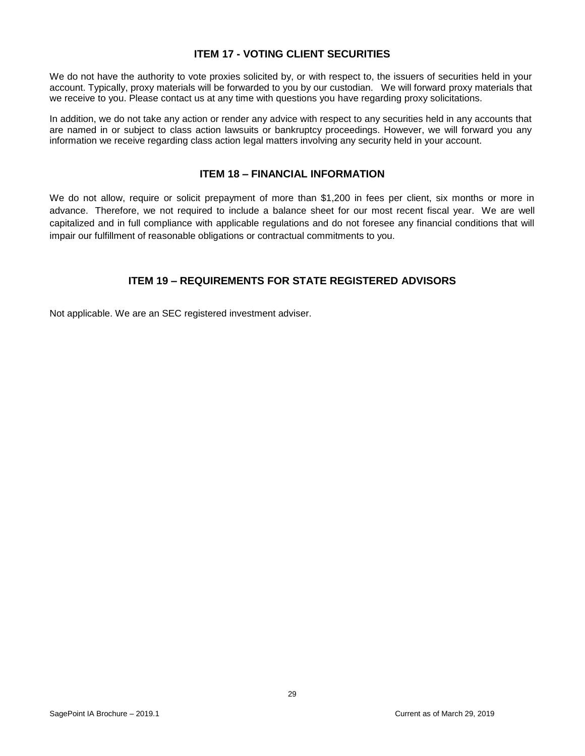## ITEM 17 - VOTING CLIENT SECURITIES

We do not have the authority to vote proxies solicited by, or with respect to, the issuers of securities held in your account. Typically, proxy materials will be forwarded to you by our custodian. We will forward proxy materials that we receive to you. Please contact us at any time with questions you have regarding proxy solicitations.

In addition, we do not take any action or render any advice with respect to any securities held in any accounts that are named in or subject to class action lawsuits or bankruptcy proceedings. However, we will forward you any information we receive regarding class action legal matters involving any security held in your account.

## ITEM 18 – FINANCIAL INFORMATION

We do not allow, require or solicit prepayment of more than $1,200 in fees per client, six months or more in advance. Therefore, we not required to include a balance sheet for our most recent fiscal year. We are well capitalized and in full compliance with applicable regulations and do not foresee any financial conditions that will impair our fulfillment of reasonable obligations or contractual commitments to you.

## ITEM 19 – REQUIREMENTS FOR STATE REGISTERED ADVISORS

Not applicable. We are an SEC registered investment adviser.